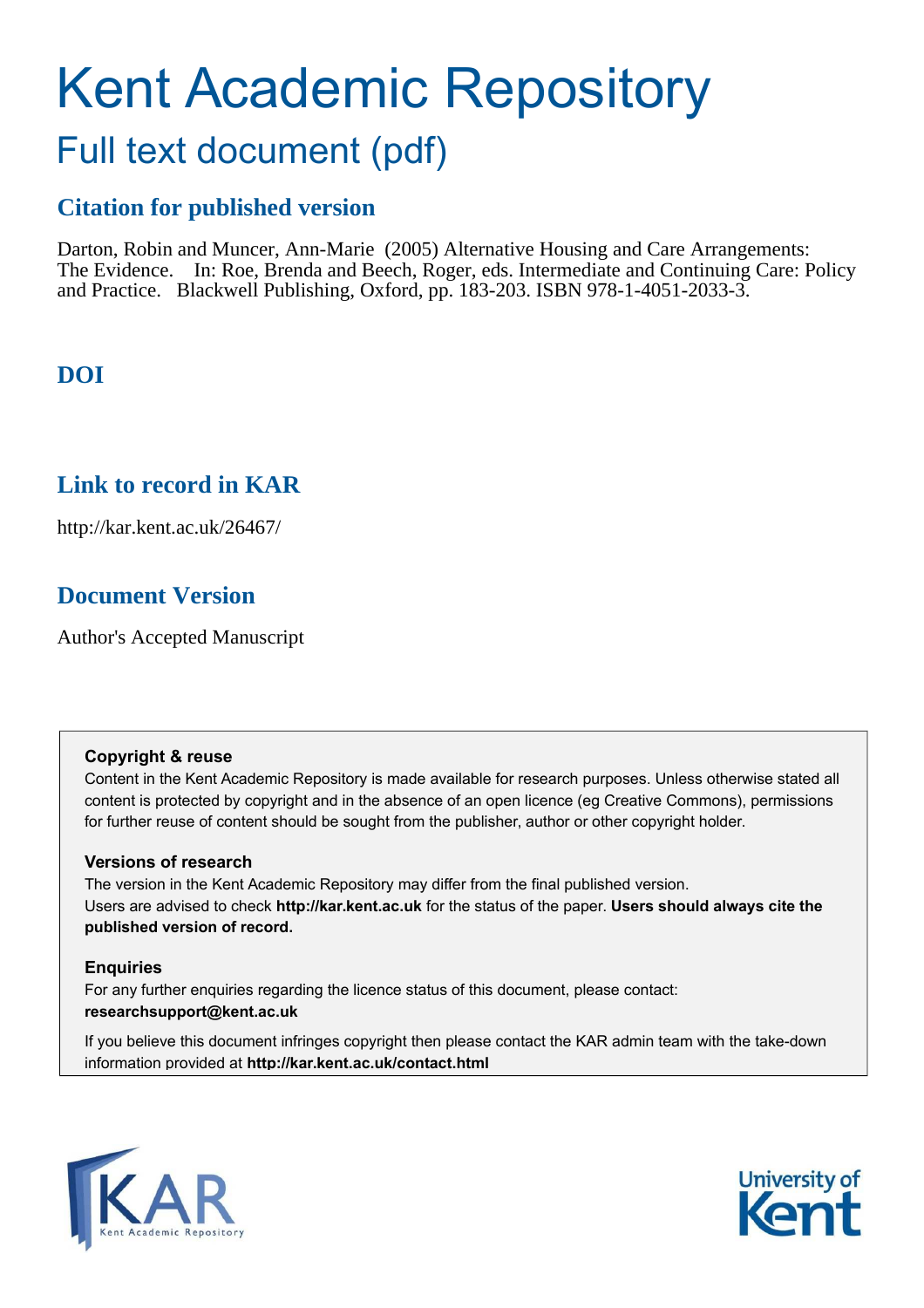# Kent Academic Repository

## Full text document (pdf)

### Citation for published version

Darton, Robin and Muncer, Ann-Marie (2005) Alternative Housing and Care Arrangements: The Evidence. In: Roe, Brenda and Beech, Roger, eds. Intermediate and Continuing Care: Policy and Practice. Blackwell Publishing, Oxford, pp. 183-203. ISBN 978-1-4051-2033-3.

### DOI

### Link to record in KAR

http://kar.kent.ac.uk/26467/

### Document Version

Author's Accepted Manuscript

**Copyright & reuse**

Content in the Kent Academic Repository is made available for research purposes. Unless otherwise stated all content is protected by copyright and in the absence of an open licence (eg Creative Commons), permissions for further reuse of content should be sought from the publisher, author or other copyright holder.

**Versions of research**

The version in the Kent Academic Repository may differ from the final published version. Users are advised to check **http://kar.kent.ac.uk** for the status of the paper. **Users should always cite the published version of record.**

**Enquiries**

For any further enquiries regarding the licence status of this document, please contact: **researchsupport@kent.ac.uk**

If you believe this document infringes copyright then please contact the KAR admin team with the take-down information provided at **http://kar.kent.ac.uk/contact.html**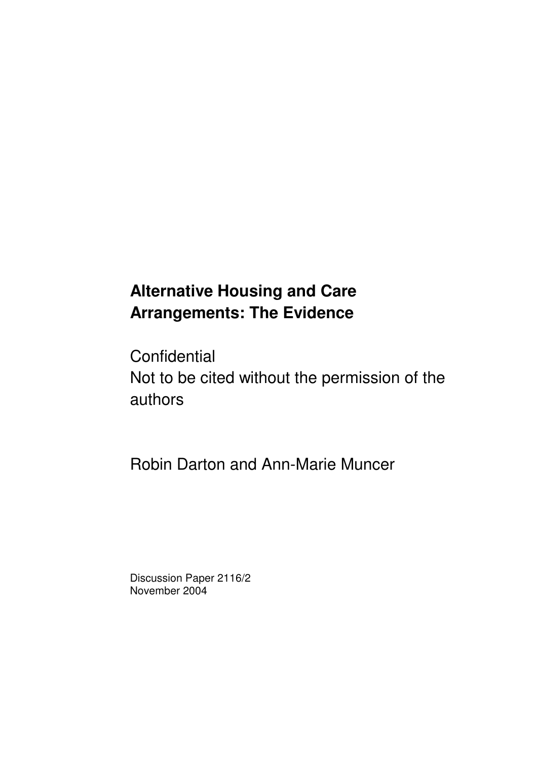# Alternative Housing and Care Arrangements: The Evidence

Confidential
Not to be cited without the permission of the authors

Robin Darton and Ann-Marie Muncer

Discussion Paper 2116/2
November 2004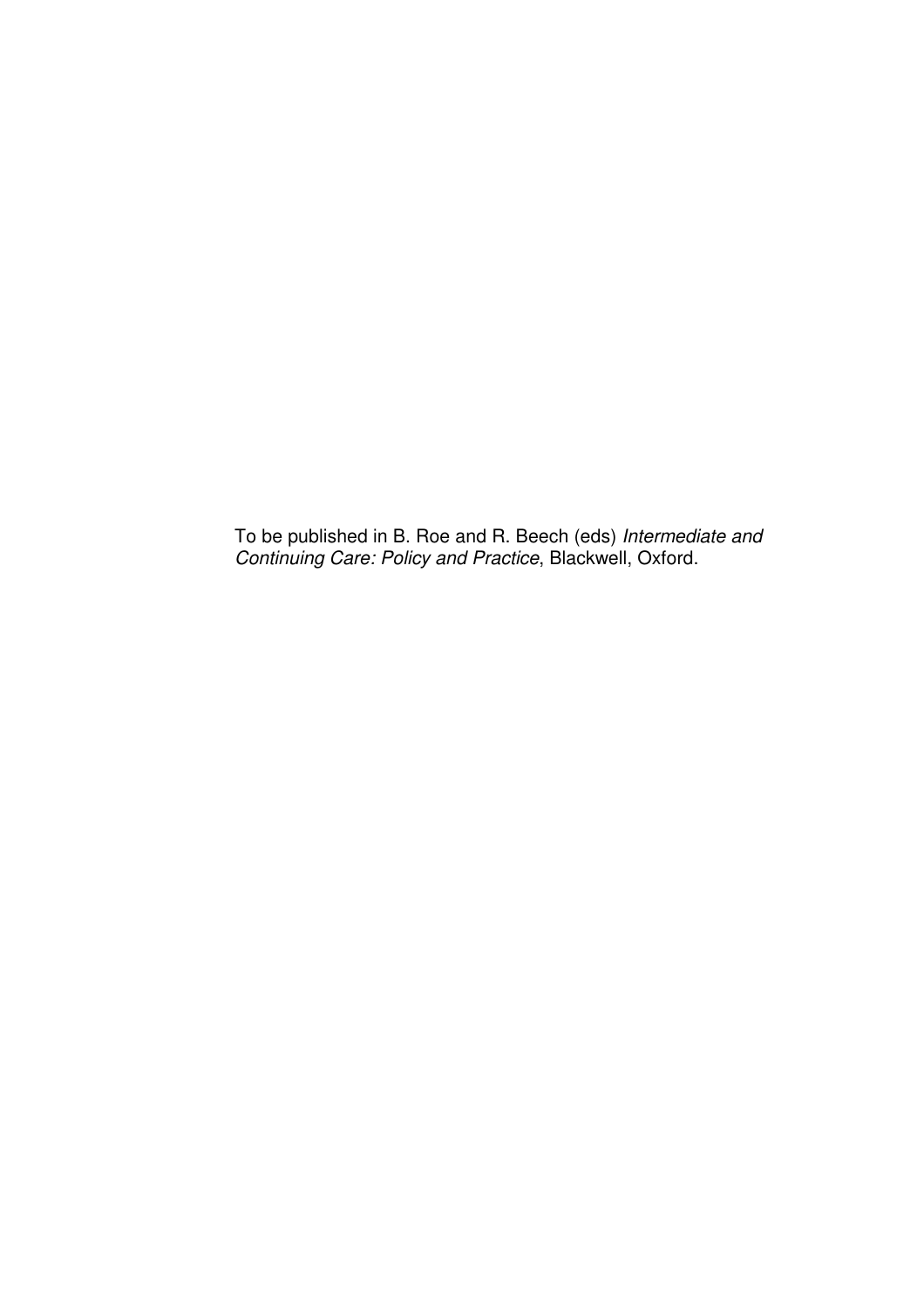To be published in B. Roe and R. Beech (eds) *Intermediate and Continuing Care: Policy and Practice*, Blackwell, Oxford.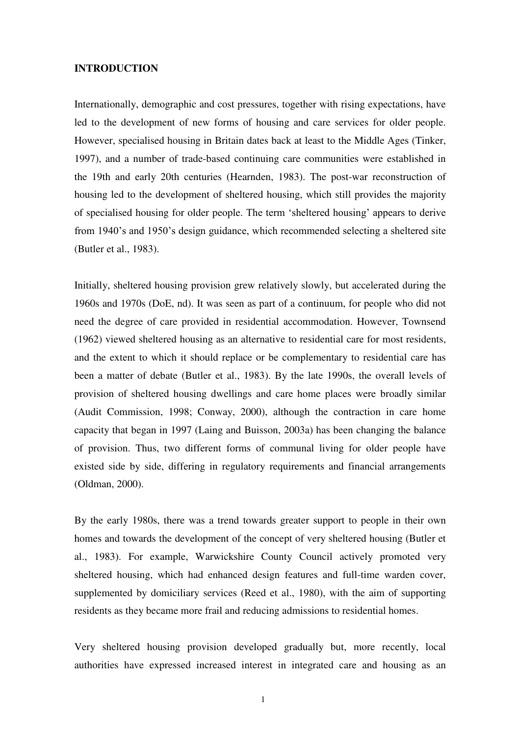## INTRODUCTION

Internationally, demographic and cost pressures, together with rising expectations, have led to the development of new forms of housing and care services for older people. However, specialised housing in Britain dates back at least to the Middle Ages (Tinker, 1997), and a number of trade-based continuing care communities were established in the 19th and early 20th centuries (Hearnden, 1983). The post-war reconstruction of housing led to the development of sheltered housing, which still provides the majority of specialised housing for older people. The term 'sheltered housing' appears to derive from 1940's and 1950's design guidance, which recommended selecting a sheltered site (Butler et al., 1983).

Initially, sheltered housing provision grew relatively slowly, but accelerated during the 1960s and 1970s (DoE, nd). It was seen as part of a continuum, for people who did not need the degree of care provided in residential accommodation. However, Townsend (1962) viewed sheltered housing as an alternative to residential care for most residents, and the extent to which it should replace or be complementary to residential care has been a matter of debate (Butler et al., 1983). By the late 1990s, the overall levels of provision of sheltered housing dwellings and care home places were broadly similar (Audit Commission, 1998; Conway, 2000), although the contraction in care home capacity that began in 1997 (Laing and Buisson, 2003a) has been changing the balance of provision. Thus, two different forms of communal living for older people have existed side by side, differing in regulatory requirements and financial arrangements (Oldman, 2000).

By the early 1980s, there was a trend towards greater support to people in their own homes and towards the development of the concept of very sheltered housing (Butler et al., 1983). For example, Warwickshire County Council actively promoted very sheltered housing, which had enhanced design features and full-time warden cover, supplemented by domiciliary services (Reed et al., 1980), with the aim of supporting residents as they became more frail and reducing admissions to residential homes.

Very sheltered housing provision developed gradually but, more recently, local authorities have expressed increased interest in integrated care and housing as an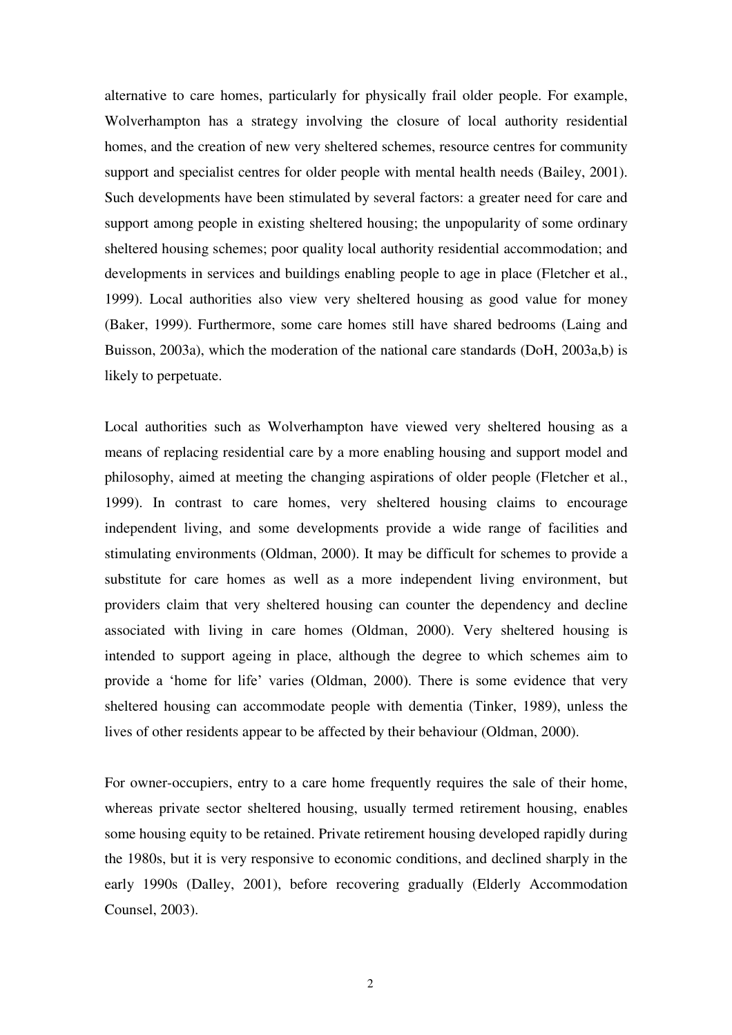alternative to care homes, particularly for physically frail older people. For example, Wolverhampton has a strategy involving the closure of local authority residential homes, and the creation of new very sheltered schemes, resource centres for community support and specialist centres for older people with mental health needs (Bailey, 2001). Such developments have been stimulated by several factors: a greater need for care and support among people in existing sheltered housing; the unpopularity of some ordinary sheltered housing schemes; poor quality local authority residential accommodation; and developments in services and buildings enabling people to age in place (Fletcher et al., 1999). Local authorities also view very sheltered housing as good value for money (Baker, 1999). Furthermore, some care homes still have shared bedrooms (Laing and Buisson, 2003a), which the moderation of the national care standards (DoH, 2003a,b) is likely to perpetuate.

Local authorities such as Wolverhampton have viewed very sheltered housing as a means of replacing residential care by a more enabling housing and support model and philosophy, aimed at meeting the changing aspirations of older people (Fletcher et al., 1999). In contrast to care homes, very sheltered housing claims to encourage independent living, and some developments provide a wide range of facilities and stimulating environments (Oldman, 2000). It may be difficult for schemes to provide a substitute for care homes as well as a more independent living environment, but providers claim that very sheltered housing can counter the dependency and decline associated with living in care homes (Oldman, 2000). Very sheltered housing is intended to support ageing in place, although the degree to which schemes aim to provide a 'home for life' varies (Oldman, 2000). There is some evidence that very sheltered housing can accommodate people with dementia (Tinker, 1989), unless the lives of other residents appear to be affected by their behaviour (Oldman, 2000).

For owner-occupiers, entry to a care home frequently requires the sale of their home, whereas private sector sheltered housing, usually termed retirement housing, enables some housing equity to be retained. Private retirement housing developed rapidly during the 1980s, but it is very responsive to economic conditions, and declined sharply in the early 1990s (Dalley, 2001), before recovering gradually (Elderly Accommodation Counsel, 2003).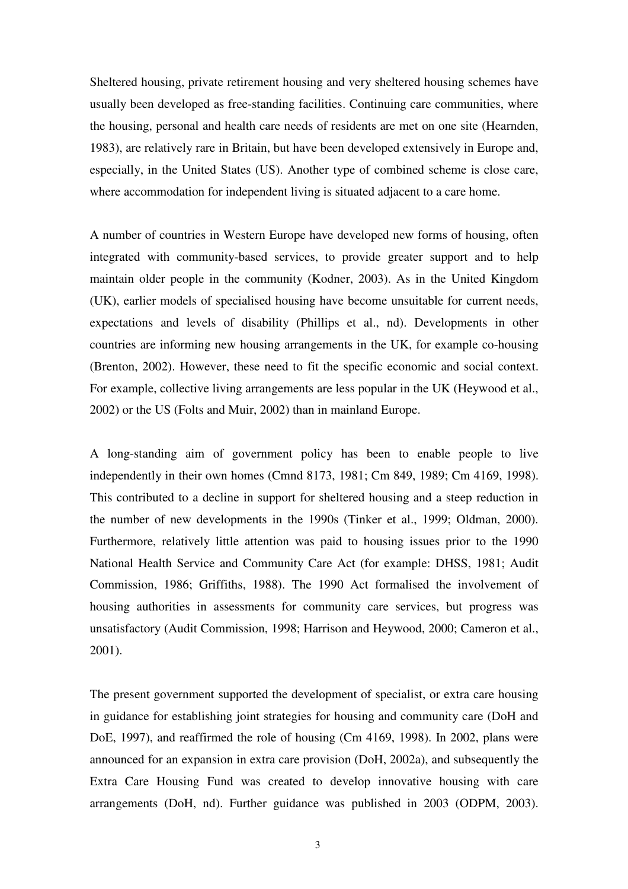Sheltered housing, private retirement housing and very sheltered housing schemes have usually been developed as free-standing facilities. Continuing care communities, where the housing, personal and health care needs of residents are met on one site (Hearnden, 1983), are relatively rare in Britain, but have been developed extensively in Europe and, especially, in the United States (US). Another type of combined scheme is close care, where accommodation for independent living is situated adjacent to a care home.

A number of countries in Western Europe have developed new forms of housing, often integrated with community-based services, to provide greater support and to help maintain older people in the community (Kodner, 2003). As in the United Kingdom (UK), earlier models of specialised housing have become unsuitable for current needs, expectations and levels of disability (Phillips et al., nd). Developments in other countries are informing new housing arrangements in the UK, for example co-housing (Brenton, 2002). However, these need to fit the specific economic and social context. For example, collective living arrangements are less popular in the UK (Heywood et al., 2002) or the US (Folts and Muir, 2002) than in mainland Europe.

A long-standing aim of government policy has been to enable people to live independently in their own homes (Cmnd 8173, 1981; Cm 849, 1989; Cm 4169, 1998). This contributed to a decline in support for sheltered housing and a steep reduction in the number of new developments in the 1990s (Tinker et al., 1999; Oldman, 2000). Furthermore, relatively little attention was paid to housing issues prior to the 1990 National Health Service and Community Care Act (for example: DHSS, 1981; Audit Commission, 1986; Griffiths, 1988). The 1990 Act formalised the involvement of housing authorities in assessments for community care services, but progress was unsatisfactory (Audit Commission, 1998; Harrison and Heywood, 2000; Cameron et al., 2001).

The present government supported the development of specialist, or extra care housing in guidance for establishing joint strategies for housing and community care (DoH and DoE, 1997), and reaffirmed the role of housing (Cm 4169, 1998). In 2002, plans were announced for an expansion in extra care provision (DoH, 2002a), and subsequently the Extra Care Housing Fund was created to develop innovative housing with care arrangements (DoH, nd). Further guidance was published in 2003 (ODPM, 2003).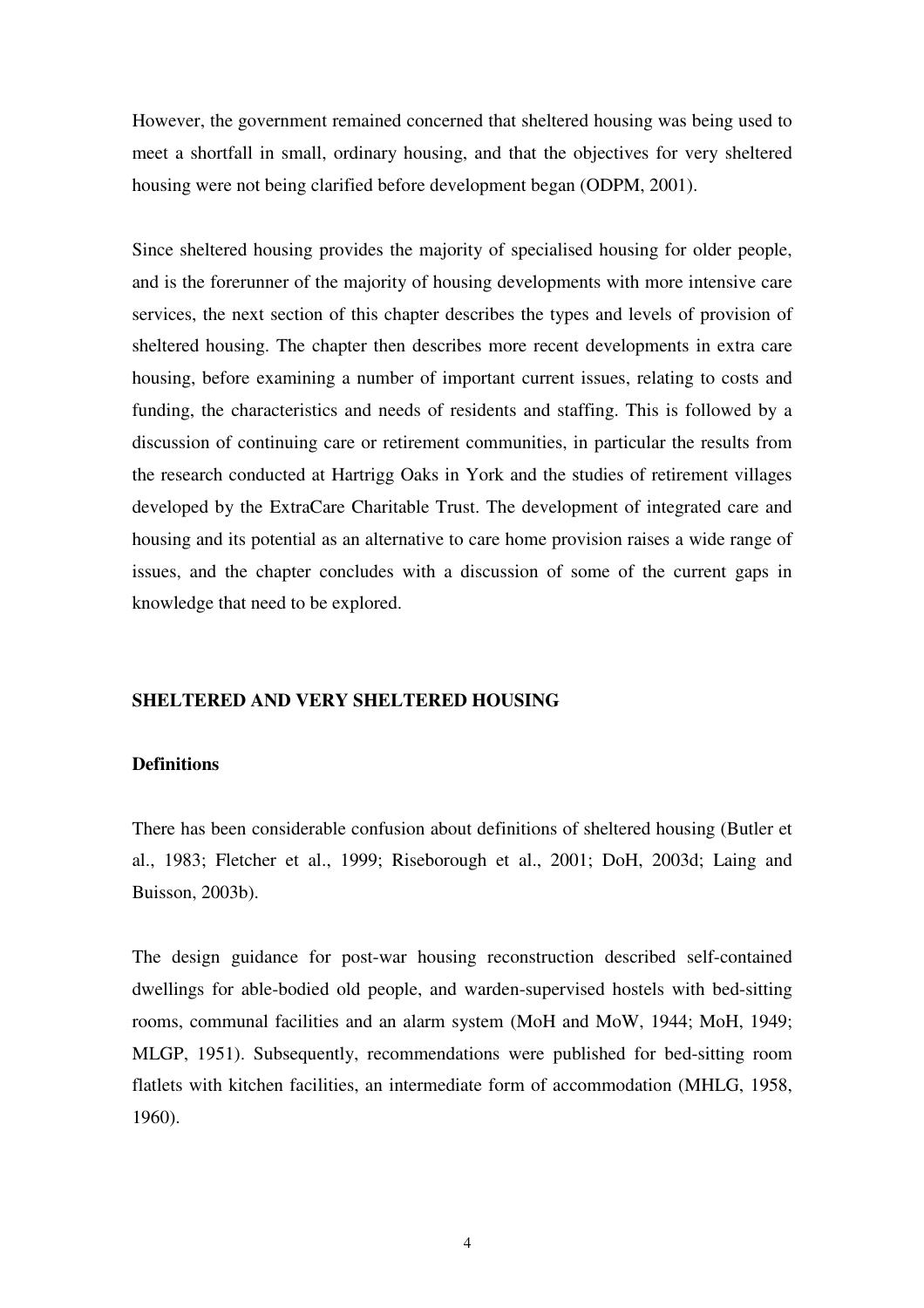However, the government remained concerned that sheltered housing was being used to meet a shortfall in small, ordinary housing, and that the objectives for very sheltered housing were not being clarified before development began (ODPM, 2001).

Since sheltered housing provides the majority of specialised housing for older people, and is the forerunner of the majority of housing developments with more intensive care services, the next section of this chapter describes the types and levels of provision of sheltered housing. The chapter then describes more recent developments in extra care housing, before examining a number of important current issues, relating to costs and funding, the characteristics and needs of residents and staffing. This is followed by a discussion of continuing care or retirement communities, in particular the results from the research conducted at Hartrigg Oaks in York and the studies of retirement villages developed by the ExtraCare Charitable Trust. The development of integrated care and housing and its potential as an alternative to care home provision raises a wide range of issues, and the chapter concludes with a discussion of some of the current gaps in knowledge that need to be explored.

## SHELTERED AND VERY SHELTERED HOUSING

### Definitions

There has been considerable confusion about definitions of sheltered housing (Butler et al., 1983; Fletcher et al., 1999; Riseborough et al., 2001; DoH, 2003d; Laing and Buisson, 2003b).

The design guidance for post-war housing reconstruction described self-contained dwellings for able-bodied old people, and warden-supervised hostels with bed-sitting rooms, communal facilities and an alarm system (MoH and MoW, 1944; MoH, 1949; MLGP, 1951). Subsequently, recommendations were published for bed-sitting room flatlets with kitchen facilities, an intermediate form of accommodation (MHLG, 1958, 1960).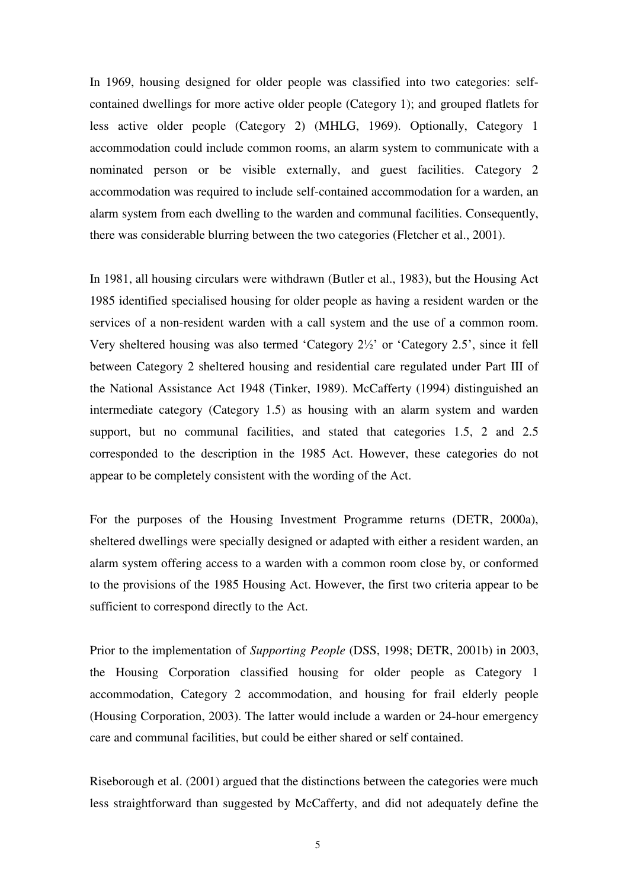In 1969, housing designed for older people was classified into two categories: self-contained dwellings for more active older people (Category 1); and grouped flatlets for less active older people (Category 2) (MHLG, 1969). Optionally, Category 1 accommodation could include common rooms, an alarm system to communicate with a nominated person or be visible externally, and guest facilities. Category 2 accommodation was required to include self-contained accommodation for a warden, an alarm system from each dwelling to the warden and communal facilities. Consequently, there was considerable blurring between the two categories (Fletcher et al., 2001).

In 1981, all housing circulars were withdrawn (Butler et al., 1983), but the Housing Act 1985 identified specialised housing for older people as having a resident warden or the services of a non-resident warden with a call system and the use of a common room. Very sheltered housing was also termed 'Category 2½' or 'Category 2.5', since it fell between Category 2 sheltered housing and residential care regulated under Part III of the National Assistance Act 1948 (Tinker, 1989). McCafferty (1994) distinguished an intermediate category (Category 1.5) as housing with an alarm system and warden support, but no communal facilities, and stated that categories 1.5, 2 and 2.5 corresponded to the description in the 1985 Act. However, these categories do not appear to be completely consistent with the wording of the Act.

For the purposes of the Housing Investment Programme returns (DETR, 2000a), sheltered dwellings were specially designed or adapted with either a resident warden, an alarm system offering access to a warden with a common room close by, or conformed to the provisions of the 1985 Housing Act. However, the first two criteria appear to be sufficient to correspond directly to the Act.

Prior to the implementation of *Supporting People* (DSS, 1998; DETR, 2001b) in 2003, the Housing Corporation classified housing for older people as Category 1 accommodation, Category 2 accommodation, and housing for frail elderly people (Housing Corporation, 2003). The latter would include a warden or 24-hour emergency care and communal facilities, but could be either shared or self contained.

Riseborough et al. (2001) argued that the distinctions between the categories were much less straightforward than suggested by McCafferty, and did not adequately define the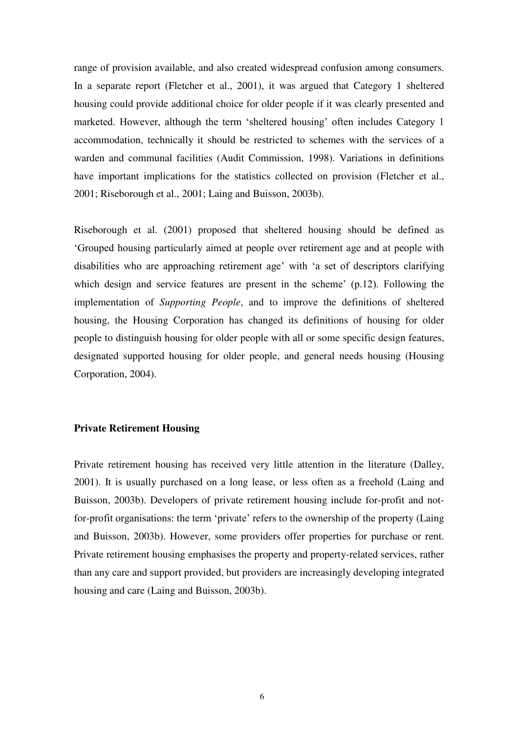range of provision available, and also created widespread confusion among consumers. In a separate report (Fletcher et al., 2001), it was argued that Category 1 sheltered housing could provide additional choice for older people if it was clearly presented and marketed. However, although the term 'sheltered housing' often includes Category 1 accommodation, technically it should be restricted to schemes with the services of a warden and communal facilities (Audit Commission, 1998). Variations in definitions have important implications for the statistics collected on provision (Fletcher et al., 2001; Riseborough et al., 2001; Laing and Buisson, 2003b).

Riseborough et al. (2001) proposed that sheltered housing should be defined as 'Grouped housing particularly aimed at people over retirement age and at people with disabilities who are approaching retirement age' with 'a set of descriptors clarifying which design and service features are present in the scheme' (p.12). Following the implementation of *Supporting People*, and to improve the definitions of sheltered housing, the Housing Corporation has changed its definitions of housing for older people to distinguish housing for older people with all or some specific design features, designated supported housing for older people, and general needs housing (Housing Corporation, 2004).

**Private Retirement Housing**

Private retirement housing has received very little attention in the literature (Dalley, 2001). It is usually purchased on a long lease, or less often as a freehold (Laing and Buisson, 2003b). Developers of private retirement housing include for-profit and not-for-profit organisations: the term 'private' refers to the ownership of the property (Laing and Buisson, 2003b). However, some providers offer properties for purchase or rent. Private retirement housing emphasises the property and property-related services, rather than any care and support provided, but providers are increasingly developing integrated housing and care (Laing and Buisson, 2003b).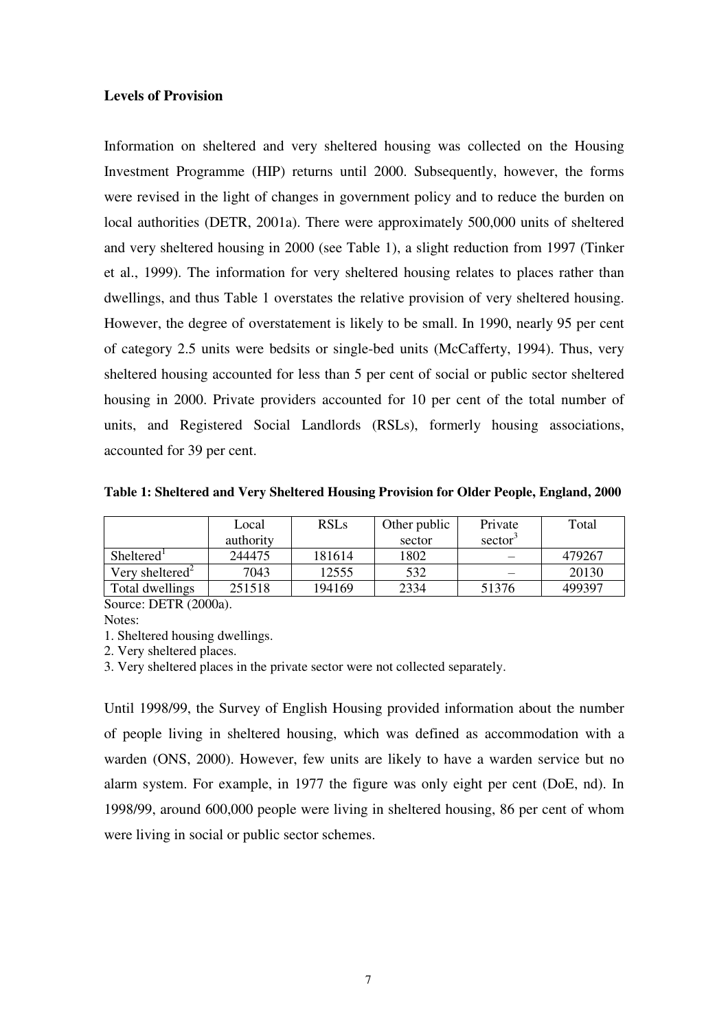**Levels of Provision**

Information on sheltered and very sheltered housing was collected on the Housing Investment Programme (HIP) returns until 2000. Subsequently, however, the forms were revised in the light of changes in government policy and to reduce the burden on local authorities (DETR, 2001a). There were approximately 500,000 units of sheltered and very sheltered housing in 2000 (see Table 1), a slight reduction from 1997 (Tinker et al., 1999). The information for very sheltered housing relates to places rather than dwellings, and thus Table 1 overstates the relative provision of very sheltered housing. However, the degree of overstatement is likely to be small. In 1990, nearly 95 per cent of category 2.5 units were bedsits or single-bed units (McCafferty, 1994). Thus, very sheltered housing accounted for less than 5 per cent of social or public sector sheltered housing in 2000. Private providers accounted for 10 per cent of the total number of units, and Registered Social Landlords (RSLs), formerly housing associations, accounted for 39 per cent.

**Table 1: Sheltered and Very Sheltered Housing Provision for Older People, England, 2000**

| | Local authority | RSLs | Other public sector | Private sector[3] | Total |
|---|---|---|---|---|---|
| Sheltered[1] | 244475 | 181614 | 1802 | – | 479267 |
| Very sheltered[2] | 7043 | 12555 | 532 | – | 20130 |
| Total dwellings | 251518 | 194169 | 2334 | 51376 | 499397 |

Source: DETR (2000a).

Notes:

1. Sheltered housing dwellings.
2. Very sheltered places.
3. Very sheltered places in the private sector were not collected separately.

Until 1998/99, the Survey of English Housing provided information about the number of people living in sheltered housing, which was defined as accommodation with a warden (ONS, 2000). However, few units are likely to have a warden service but no alarm system. For example, in 1977 the figure was only eight per cent (DoE, nd). In 1998/99, around 600,000 people were living in sheltered housing, 86 per cent of whom were living in social or public sector schemes.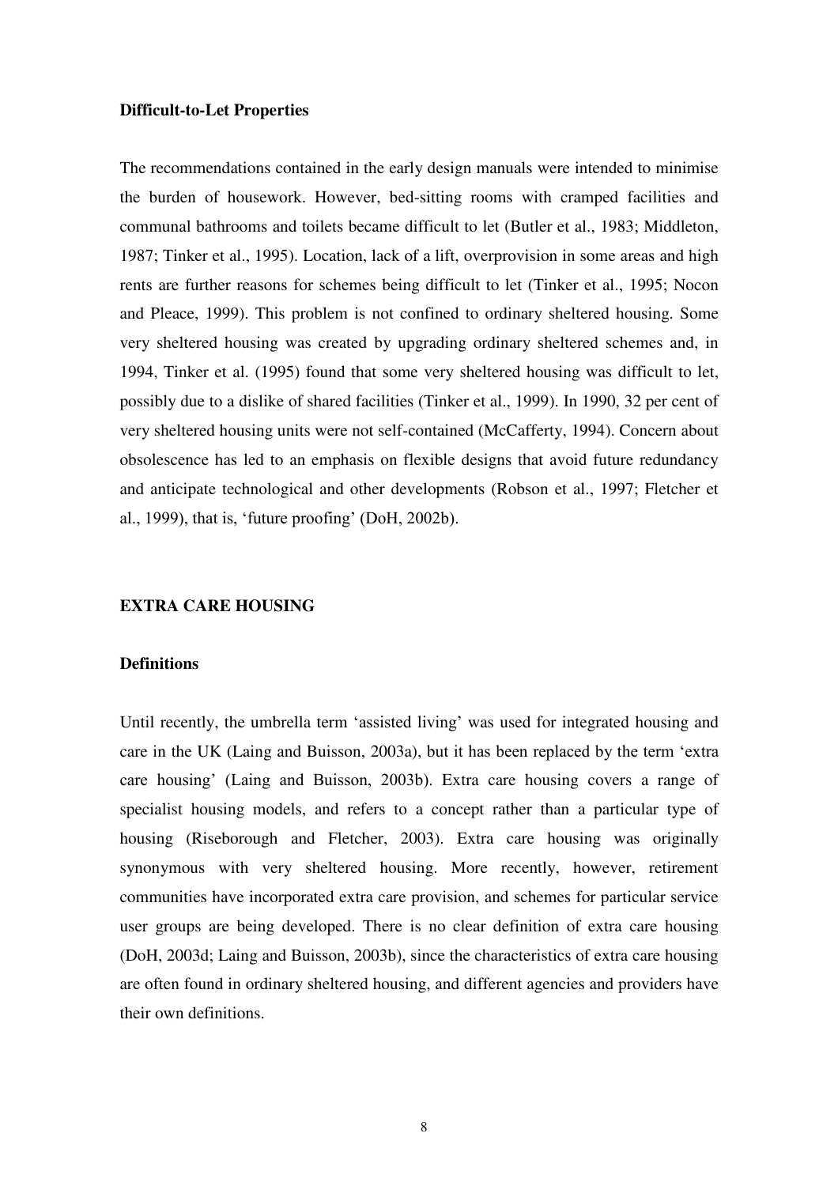### Difficult-to-Let Properties

The recommendations contained in the early design manuals were intended to minimise the burden of housework. However, bed-sitting rooms with cramped facilities and communal bathrooms and toilets became difficult to let (Butler et al., 1983; Middleton, 1987; Tinker et al., 1995). Location, lack of a lift, overprovision in some areas and high rents are further reasons for schemes being difficult to let (Tinker et al., 1995; Nocon and Pleace, 1999). This problem is not confined to ordinary sheltered housing. Some very sheltered housing was created by upgrading ordinary sheltered schemes and, in 1994, Tinker et al. (1995) found that some very sheltered housing was difficult to let, possibly due to a dislike of shared facilities (Tinker et al., 1999). In 1990, 32 per cent of very sheltered housing units were not self-contained (McCafferty, 1994). Concern about obsolescence has led to an emphasis on flexible designs that avoid future redundancy and anticipate technological and other developments (Robson et al., 1997; Fletcher et al., 1999), that is, 'future proofing' (DoH, 2002b).

## EXTRA CARE HOUSING

### Definitions

Until recently, the umbrella term 'assisted living' was used for integrated housing and care in the UK (Laing and Buisson, 2003a), but it has been replaced by the term 'extra care housing' (Laing and Buisson, 2003b). Extra care housing covers a range of specialist housing models, and refers to a concept rather than a particular type of housing (Riseborough and Fletcher, 2003). Extra care housing was originally synonymous with very sheltered housing. More recently, however, retirement communities have incorporated extra care provision, and schemes for particular service user groups are being developed. There is no clear definition of extra care housing (DoH, 2003d; Laing and Buisson, 2003b), since the characteristics of extra care housing are often found in ordinary sheltered housing, and different agencies and providers have their own definitions.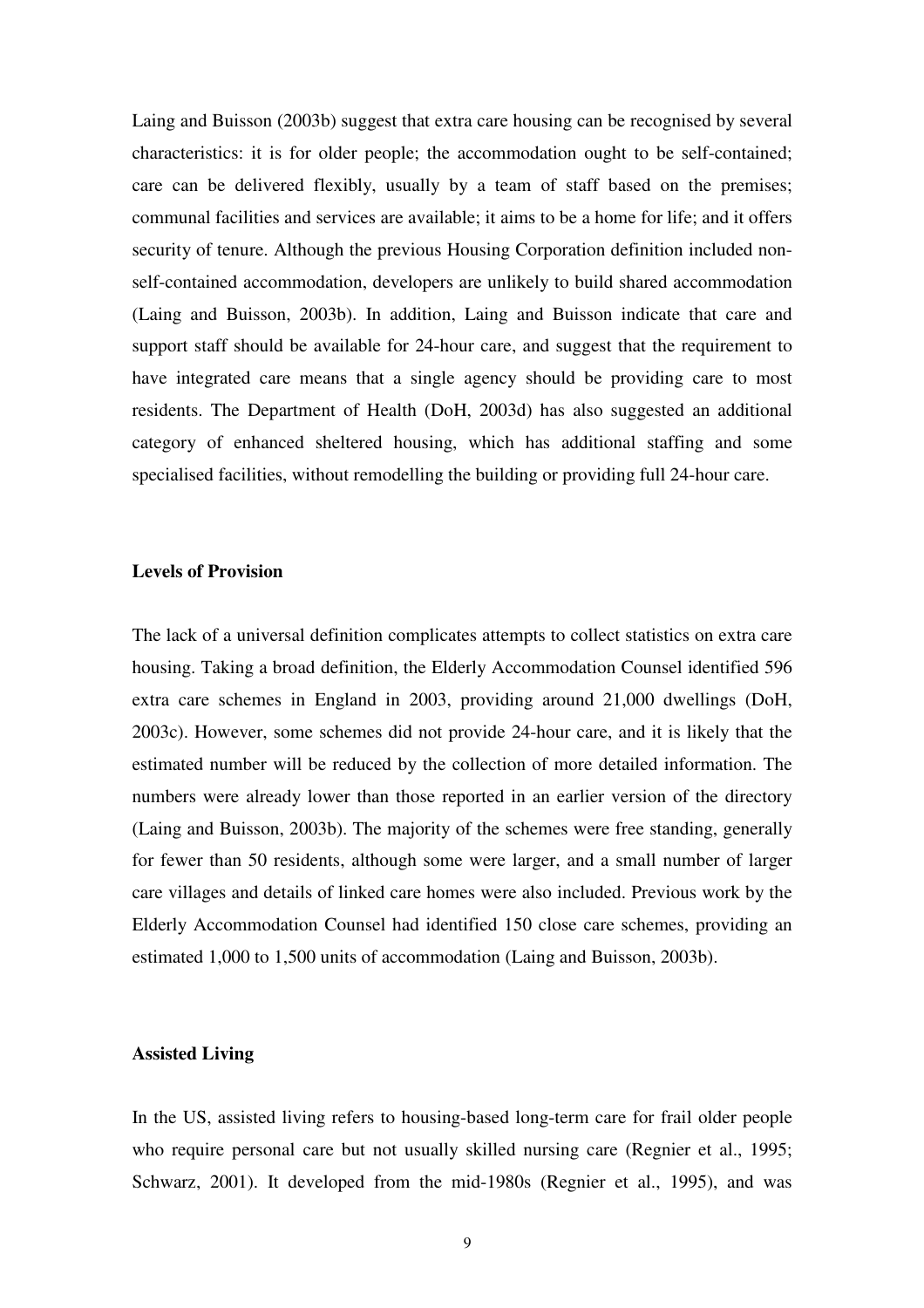Laing and Buisson (2003b) suggest that extra care housing can be recognised by several characteristics: it is for older people; the accommodation ought to be self-contained; care can be delivered flexibly, usually by a team of staff based on the premises; communal facilities and services are available; it aims to be a home for life; and it offers security of tenure. Although the previous Housing Corporation definition included non-self-contained accommodation, developers are unlikely to build shared accommodation (Laing and Buisson, 2003b). In addition, Laing and Buisson indicate that care and support staff should be available for 24-hour care, and suggest that the requirement to have integrated care means that a single agency should be providing care to most residents. The Department of Health (DoH, 2003d) has also suggested an additional category of enhanced sheltered housing, which has additional staffing and some specialised facilities, without remodelling the building or providing full 24-hour care.

**Levels of Provision**

The lack of a universal definition complicates attempts to collect statistics on extra care housing. Taking a broad definition, the Elderly Accommodation Counsel identified 596 extra care schemes in England in 2003, providing around 21,000 dwellings (DoH, 2003c). However, some schemes did not provide 24-hour care, and it is likely that the estimated number will be reduced by the collection of more detailed information. The numbers were already lower than those reported in an earlier version of the directory (Laing and Buisson, 2003b). The majority of the schemes were free standing, generally for fewer than 50 residents, although some were larger, and a small number of larger care villages and details of linked care homes were also included. Previous work by the Elderly Accommodation Counsel had identified 150 close care schemes, providing an estimated 1,000 to 1,500 units of accommodation (Laing and Buisson, 2003b).

**Assisted Living**

In the US, assisted living refers to housing-based long-term care for frail older people who require personal care but not usually skilled nursing care (Regnier et al., 1995; Schwarz, 2001). It developed from the mid-1980s (Regnier et al., 1995), and was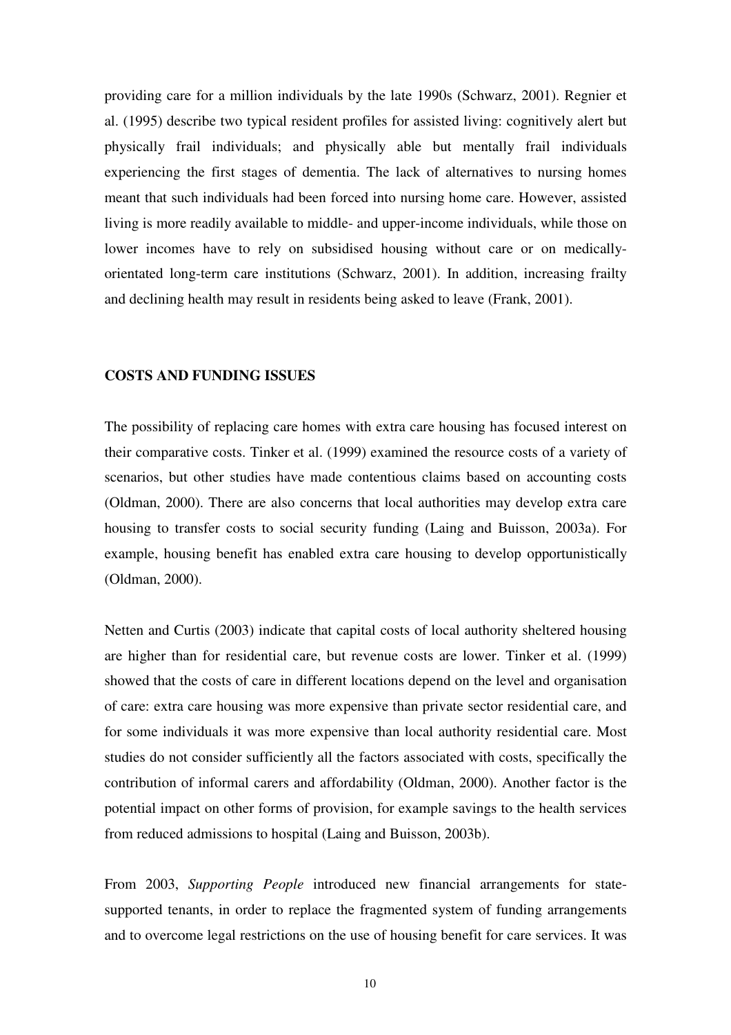providing care for a million individuals by the late 1990s (Schwarz, 2001). Regnier et al. (1995) describe two typical resident profiles for assisted living: cognitively alert but physically frail individuals; and physically able but mentally frail individuals experiencing the first stages of dementia. The lack of alternatives to nursing homes meant that such individuals had been forced into nursing home care. However, assisted living is more readily available to middle- and upper-income individuals, while those on lower incomes have to rely on subsidised housing without care or on medically-orientated long-term care institutions (Schwarz, 2001). In addition, increasing frailty and declining health may result in residents being asked to leave (Frank, 2001).

## COSTS AND FUNDING ISSUES

The possibility of replacing care homes with extra care housing has focused interest on their comparative costs. Tinker et al. (1999) examined the resource costs of a variety of scenarios, but other studies have made contentious claims based on accounting costs (Oldman, 2000). There are also concerns that local authorities may develop extra care housing to transfer costs to social security funding (Laing and Buisson, 2003a). For example, housing benefit has enabled extra care housing to develop opportunistically (Oldman, 2000).

Netten and Curtis (2003) indicate that capital costs of local authority sheltered housing are higher than for residential care, but revenue costs are lower. Tinker et al. (1999) showed that the costs of care in different locations depend on the level and organisation of care: extra care housing was more expensive than private sector residential care, and for some individuals it was more expensive than local authority residential care. Most studies do not consider sufficiently all the factors associated with costs, specifically the contribution of informal carers and affordability (Oldman, 2000). Another factor is the potential impact on other forms of provision, for example savings to the health services from reduced admissions to hospital (Laing and Buisson, 2003b).

From 2003, *Supporting People* introduced new financial arrangements for state-supported tenants, in order to replace the fragmented system of funding arrangements and to overcome legal restrictions on the use of housing benefit for care services. It was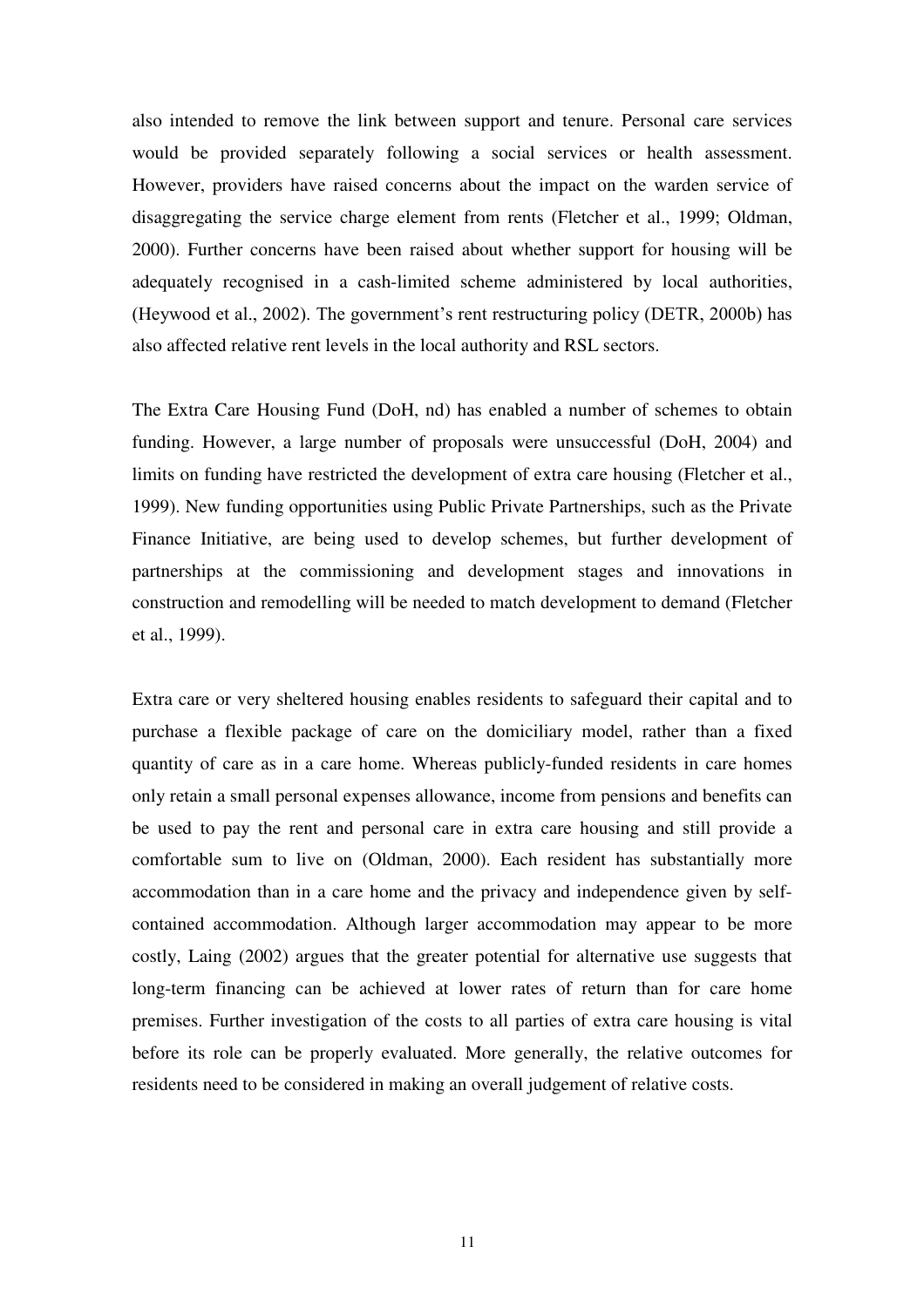also intended to remove the link between support and tenure. Personal care services would be provided separately following a social services or health assessment. However, providers have raised concerns about the impact on the warden service of disaggregating the service charge element from rents (Fletcher et al., 1999; Oldman, 2000). Further concerns have been raised about whether support for housing will be adequately recognised in a cash-limited scheme administered by local authorities, (Heywood et al., 2002). The government's rent restructuring policy (DETR, 2000b) has also affected relative rent levels in the local authority and RSL sectors.

The Extra Care Housing Fund (DoH, nd) has enabled a number of schemes to obtain funding. However, a large number of proposals were unsuccessful (DoH, 2004) and limits on funding have restricted the development of extra care housing (Fletcher et al., 1999). New funding opportunities using Public Private Partnerships, such as the Private Finance Initiative, are being used to develop schemes, but further development of partnerships at the commissioning and development stages and innovations in construction and remodelling will be needed to match development to demand (Fletcher et al., 1999).

Extra care or very sheltered housing enables residents to safeguard their capital and to purchase a flexible package of care on the domiciliary model, rather than a fixed quantity of care as in a care home. Whereas publicly-funded residents in care homes only retain a small personal expenses allowance, income from pensions and benefits can be used to pay the rent and personal care in extra care housing and still provide a comfortable sum to live on (Oldman, 2000). Each resident has substantially more accommodation than in a care home and the privacy and independence given by self-contained accommodation. Although larger accommodation may appear to be more costly, Laing (2002) argues that the greater potential for alternative use suggests that long-term financing can be achieved at lower rates of return than for care home premises. Further investigation of the costs to all parties of extra care housing is vital before its role can be properly evaluated. More generally, the relative outcomes for residents need to be considered in making an overall judgement of relative costs.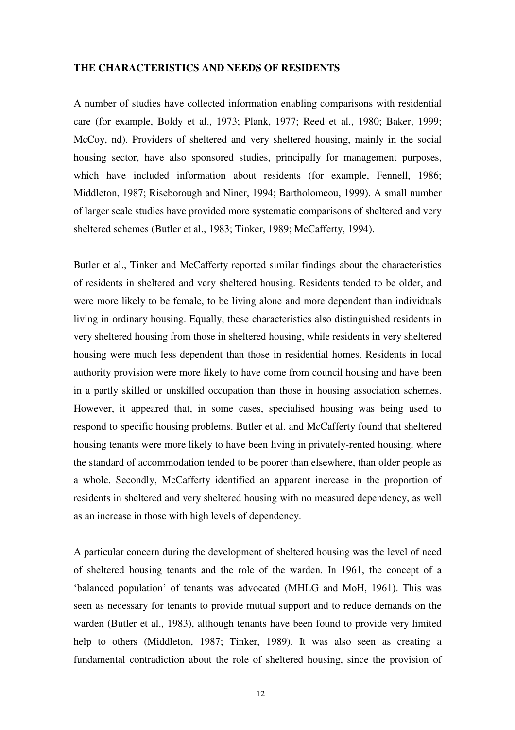**THE CHARACTERISTICS AND NEEDS OF RESIDENTS**

A number of studies have collected information enabling comparisons with residential care (for example, Boldy et al., 1973; Plank, 1977; Reed et al., 1980; Baker, 1999; McCoy, nd). Providers of sheltered and very sheltered housing, mainly in the social housing sector, have also sponsored studies, principally for management purposes, which have included information about residents (for example, Fennell, 1986; Middleton, 1987; Riseborough and Niner, 1994; Bartholomeou, 1999). A small number of larger scale studies have provided more systematic comparisons of sheltered and very sheltered schemes (Butler et al., 1983; Tinker, 1989; McCafferty, 1994).

Butler et al., Tinker and McCafferty reported similar findings about the characteristics of residents in sheltered and very sheltered housing. Residents tended to be older, and were more likely to be female, to be living alone and more dependent than individuals living in ordinary housing. Equally, these characteristics also distinguished residents in very sheltered housing from those in sheltered housing, while residents in very sheltered housing were much less dependent than those in residential homes. Residents in local authority provision were more likely to have come from council housing and have been in a partly skilled or unskilled occupation than those in housing association schemes. However, it appeared that, in some cases, specialised housing was being used to respond to specific housing problems. Butler et al. and McCafferty found that sheltered housing tenants were more likely to have been living in privately-rented housing, where the standard of accommodation tended to be poorer than elsewhere, than older people as a whole. Secondly, McCafferty identified an apparent increase in the proportion of residents in sheltered and very sheltered housing with no measured dependency, as well as an increase in those with high levels of dependency.

A particular concern during the development of sheltered housing was the level of need of sheltered housing tenants and the role of the warden. In 1961, the concept of a 'balanced population' of tenants was advocated (MHLG and MoH, 1961). This was seen as necessary for tenants to provide mutual support and to reduce demands on the warden (Butler et al., 1983), although tenants have been found to provide very limited help to others (Middleton, 1987; Tinker, 1989). It was also seen as creating a fundamental contradiction about the role of sheltered housing, since the provision of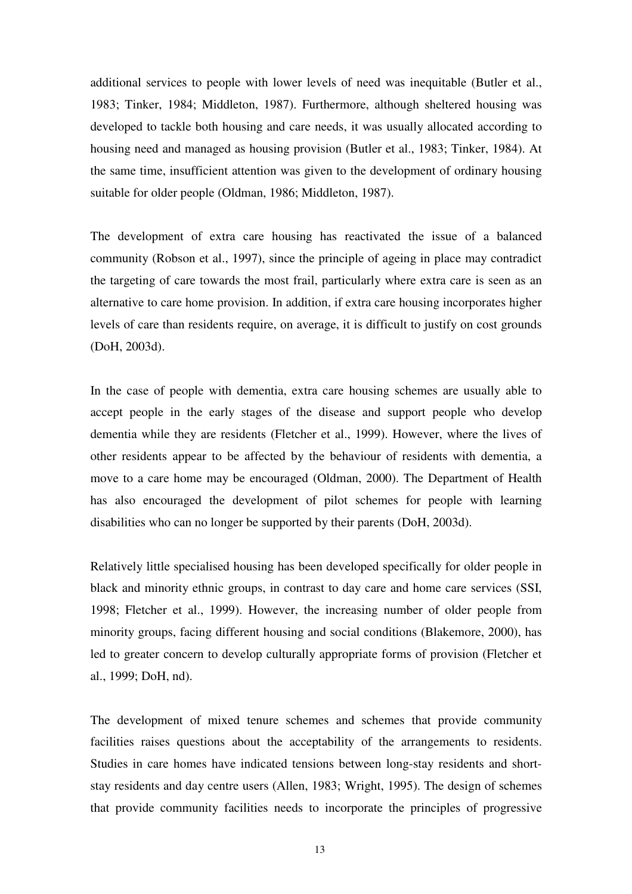additional services to people with lower levels of need was inequitable (Butler et al., 1983; Tinker, 1984; Middleton, 1987). Furthermore, although sheltered housing was developed to tackle both housing and care needs, it was usually allocated according to housing need and managed as housing provision (Butler et al., 1983; Tinker, 1984). At the same time, insufficient attention was given to the development of ordinary housing suitable for older people (Oldman, 1986; Middleton, 1987).

The development of extra care housing has reactivated the issue of a balanced community (Robson et al., 1997), since the principle of ageing in place may contradict the targeting of care towards the most frail, particularly where extra care is seen as an alternative to care home provision. In addition, if extra care housing incorporates higher levels of care than residents require, on average, it is difficult to justify on cost grounds (DoH, 2003d).

In the case of people with dementia, extra care housing schemes are usually able to accept people in the early stages of the disease and support people who develop dementia while they are residents (Fletcher et al., 1999). However, where the lives of other residents appear to be affected by the behaviour of residents with dementia, a move to a care home may be encouraged (Oldman, 2000). The Department of Health has also encouraged the development of pilot schemes for people with learning disabilities who can no longer be supported by their parents (DoH, 2003d).

Relatively little specialised housing has been developed specifically for older people in black and minority ethnic groups, in contrast to day care and home care services (SSI, 1998; Fletcher et al., 1999). However, the increasing number of older people from minority groups, facing different housing and social conditions (Blakemore, 2000), has led to greater concern to develop culturally appropriate forms of provision (Fletcher et al., 1999; DoH, nd).

The development of mixed tenure schemes and schemes that provide community facilities raises questions about the acceptability of the arrangements to residents. Studies in care homes have indicated tensions between long-stay residents and short-stay residents and day centre users (Allen, 1983; Wright, 1995). The design of schemes that provide community facilities needs to incorporate the principles of progressive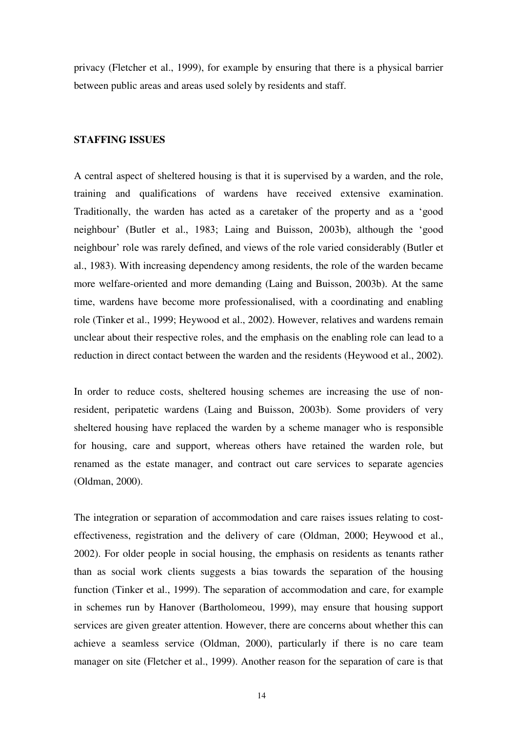privacy (Fletcher et al., 1999), for example by ensuring that there is a physical barrier between public areas and areas used solely by residents and staff.

## STAFFING ISSUES

A central aspect of sheltered housing is that it is supervised by a warden, and the role, training and qualifications of wardens have received extensive examination. Traditionally, the warden has acted as a caretaker of the property and as a 'good neighbour' (Butler et al., 1983; Laing and Buisson, 2003b), although the 'good neighbour' role was rarely defined, and views of the role varied considerably (Butler et al., 1983). With increasing dependency among residents, the role of the warden became more welfare-oriented and more demanding (Laing and Buisson, 2003b). At the same time, wardens have become more professionalised, with a coordinating and enabling role (Tinker et al., 1999; Heywood et al., 2002). However, relatives and wardens remain unclear about their respective roles, and the emphasis on the enabling role can lead to a reduction in direct contact between the warden and the residents (Heywood et al., 2002).

In order to reduce costs, sheltered housing schemes are increasing the use of non-resident, peripatetic wardens (Laing and Buisson, 2003b). Some providers of very sheltered housing have replaced the warden by a scheme manager who is responsible for housing, care and support, whereas others have retained the warden role, but renamed as the estate manager, and contract out care services to separate agencies (Oldman, 2000).

The integration or separation of accommodation and care raises issues relating to cost-effectiveness, registration and the delivery of care (Oldman, 2000; Heywood et al., 2002). For older people in social housing, the emphasis on residents as tenants rather than as social work clients suggests a bias towards the separation of the housing function (Tinker et al., 1999). The separation of accommodation and care, for example in schemes run by Hanover (Bartholomeou, 1999), may ensure that housing support services are given greater attention. However, there are concerns about whether this can achieve a seamless service (Oldman, 2000), particularly if there is no care team manager on site (Fletcher et al., 1999). Another reason for the separation of care is that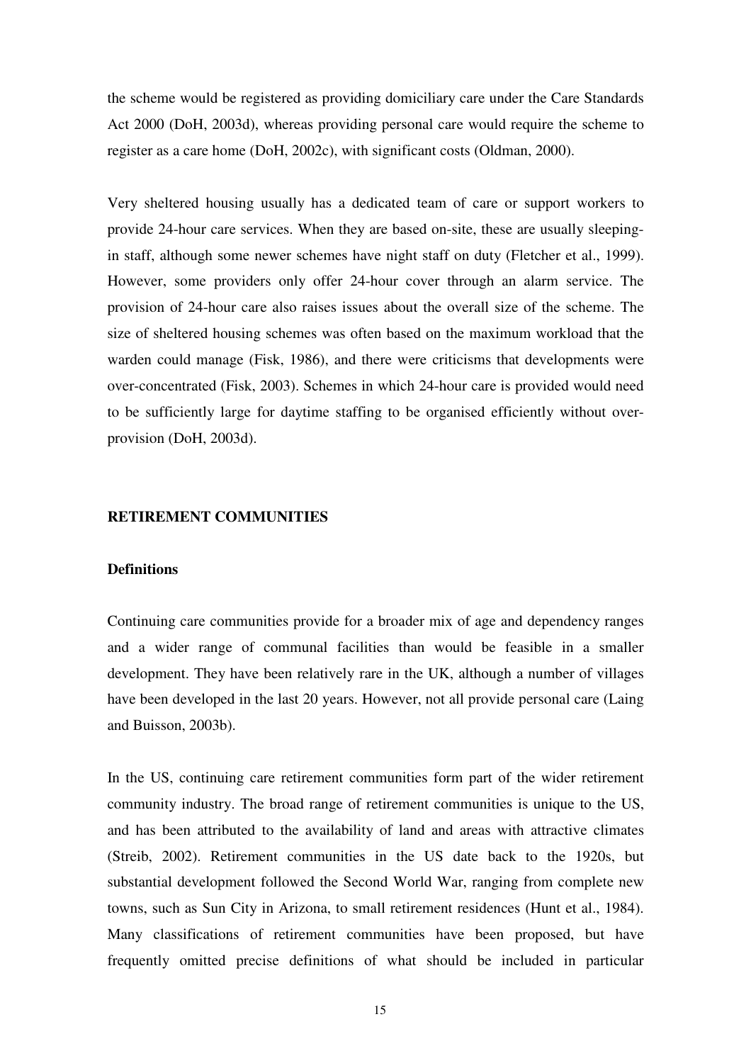the scheme would be registered as providing domiciliary care under the Care Standards Act 2000 (DoH, 2003d), whereas providing personal care would require the scheme to register as a care home (DoH, 2002c), with significant costs (Oldman, 2000).

Very sheltered housing usually has a dedicated team of care or support workers to provide 24-hour care services. When they are based on-site, these are usually sleeping-in staff, although some newer schemes have night staff on duty (Fletcher et al., 1999). However, some providers only offer 24-hour cover through an alarm service. The provision of 24-hour care also raises issues about the overall size of the scheme. The size of sheltered housing schemes was often based on the maximum workload that the warden could manage (Fisk, 1986), and there were criticisms that developments were over-concentrated (Fisk, 2003). Schemes in which 24-hour care is provided would need to be sufficiently large for daytime staffing to be organised efficiently without over-provision (DoH, 2003d).

## RETIREMENT COMMUNITIES

### Definitions

Continuing care communities provide for a broader mix of age and dependency ranges and a wider range of communal facilities than would be feasible in a smaller development. They have been relatively rare in the UK, although a number of villages have been developed in the last 20 years. However, not all provide personal care (Laing and Buisson, 2003b).

In the US, continuing care retirement communities form part of the wider retirement community industry. The broad range of retirement communities is unique to the US, and has been attributed to the availability of land and areas with attractive climates (Streib, 2002). Retirement communities in the US date back to the 1920s, but substantial development followed the Second World War, ranging from complete new towns, such as Sun City in Arizona, to small retirement residences (Hunt et al., 1984). Many classifications of retirement communities have been proposed, but have frequently omitted precise definitions of what should be included in particular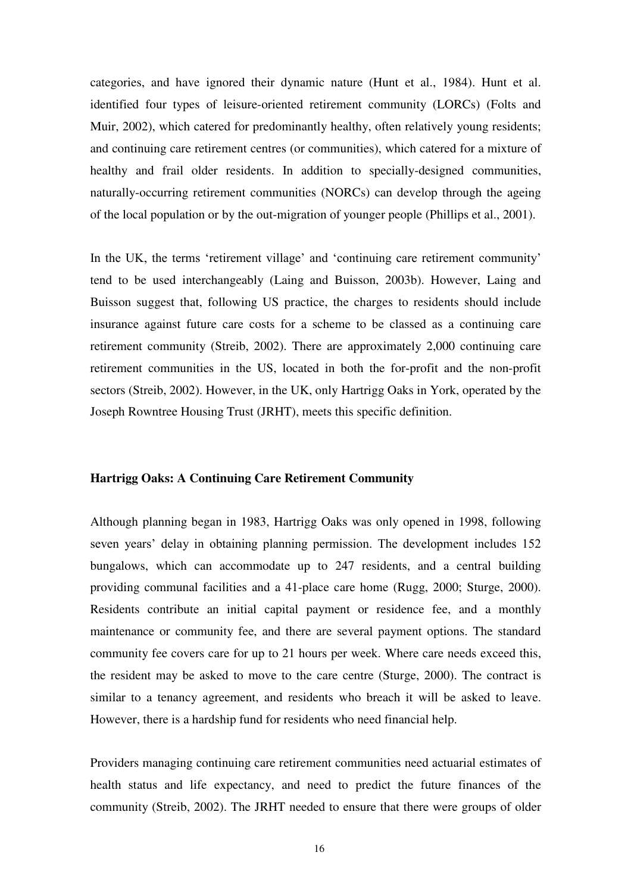categories, and have ignored their dynamic nature (Hunt et al., 1984). Hunt et al. identified four types of leisure-oriented retirement community (LORCs) (Folts and Muir, 2002), which catered for predominantly healthy, often relatively young residents; and continuing care retirement centres (or communities), which catered for a mixture of healthy and frail older residents. In addition to specially-designed communities, naturally-occurring retirement communities (NORCs) can develop through the ageing of the local population or by the out-migration of younger people (Phillips et al., 2001).

In the UK, the terms 'retirement village' and 'continuing care retirement community' tend to be used interchangeably (Laing and Buisson, 2003b). However, Laing and Buisson suggest that, following US practice, the charges to residents should include insurance against future care costs for a scheme to be classed as a continuing care retirement community (Streib, 2002). There are approximately 2,000 continuing care retirement communities in the US, located in both the for-profit and the non-profit sectors (Streib, 2002). However, in the UK, only Hartrigg Oaks in York, operated by the Joseph Rowntree Housing Trust (JRHT), meets this specific definition.

**Hartrigg Oaks: A Continuing Care Retirement Community**

Although planning began in 1983, Hartrigg Oaks was only opened in 1998, following seven years' delay in obtaining planning permission. The development includes 152 bungalows, which can accommodate up to 247 residents, and a central building providing communal facilities and a 41-place care home (Rugg, 2000; Sturge, 2000). Residents contribute an initial capital payment or residence fee, and a monthly maintenance or community fee, and there are several payment options. The standard community fee covers care for up to 21 hours per week. Where care needs exceed this, the resident may be asked to move to the care centre (Sturge, 2000). The contract is similar to a tenancy agreement, and residents who breach it will be asked to leave. However, there is a hardship fund for residents who need financial help.

Providers managing continuing care retirement communities need actuarial estimates of health status and life expectancy, and need to predict the future finances of the community (Streib, 2002). The JRHT needed to ensure that there were groups of older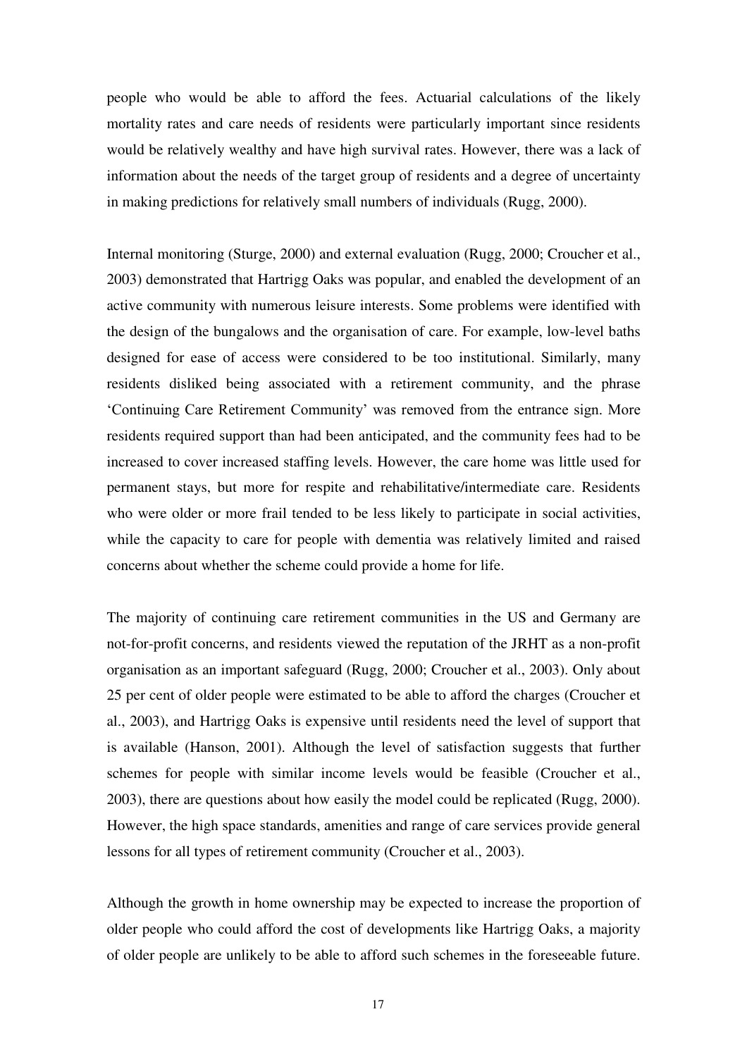people who would be able to afford the fees. Actuarial calculations of the likely mortality rates and care needs of residents were particularly important since residents would be relatively wealthy and have high survival rates. However, there was a lack of information about the needs of the target group of residents and a degree of uncertainty in making predictions for relatively small numbers of individuals (Rugg, 2000).

Internal monitoring (Sturge, 2000) and external evaluation (Rugg, 2000; Croucher et al., 2003) demonstrated that Hartrigg Oaks was popular, and enabled the development of an active community with numerous leisure interests. Some problems were identified with the design of the bungalows and the organisation of care. For example, low-level baths designed for ease of access were considered to be too institutional. Similarly, many residents disliked being associated with a retirement community, and the phrase 'Continuing Care Retirement Community' was removed from the entrance sign. More residents required support than had been anticipated, and the community fees had to be increased to cover increased staffing levels. However, the care home was little used for permanent stays, but more for respite and rehabilitative/intermediate care. Residents who were older or more frail tended to be less likely to participate in social activities, while the capacity to care for people with dementia was relatively limited and raised concerns about whether the scheme could provide a home for life.

The majority of continuing care retirement communities in the US and Germany are not-for-profit concerns, and residents viewed the reputation of the JRHT as a non-profit organisation as an important safeguard (Rugg, 2000; Croucher et al., 2003). Only about 25 per cent of older people were estimated to be able to afford the charges (Croucher et al., 2003), and Hartrigg Oaks is expensive until residents need the level of support that is available (Hanson, 2001). Although the level of satisfaction suggests that further schemes for people with similar income levels would be feasible (Croucher et al., 2003), there are questions about how easily the model could be replicated (Rugg, 2000). However, the high space standards, amenities and range of care services provide general lessons for all types of retirement community (Croucher et al., 2003).

Although the growth in home ownership may be expected to increase the proportion of older people who could afford the cost of developments like Hartrigg Oaks, a majority of older people are unlikely to be able to afford such schemes in the foreseeable future.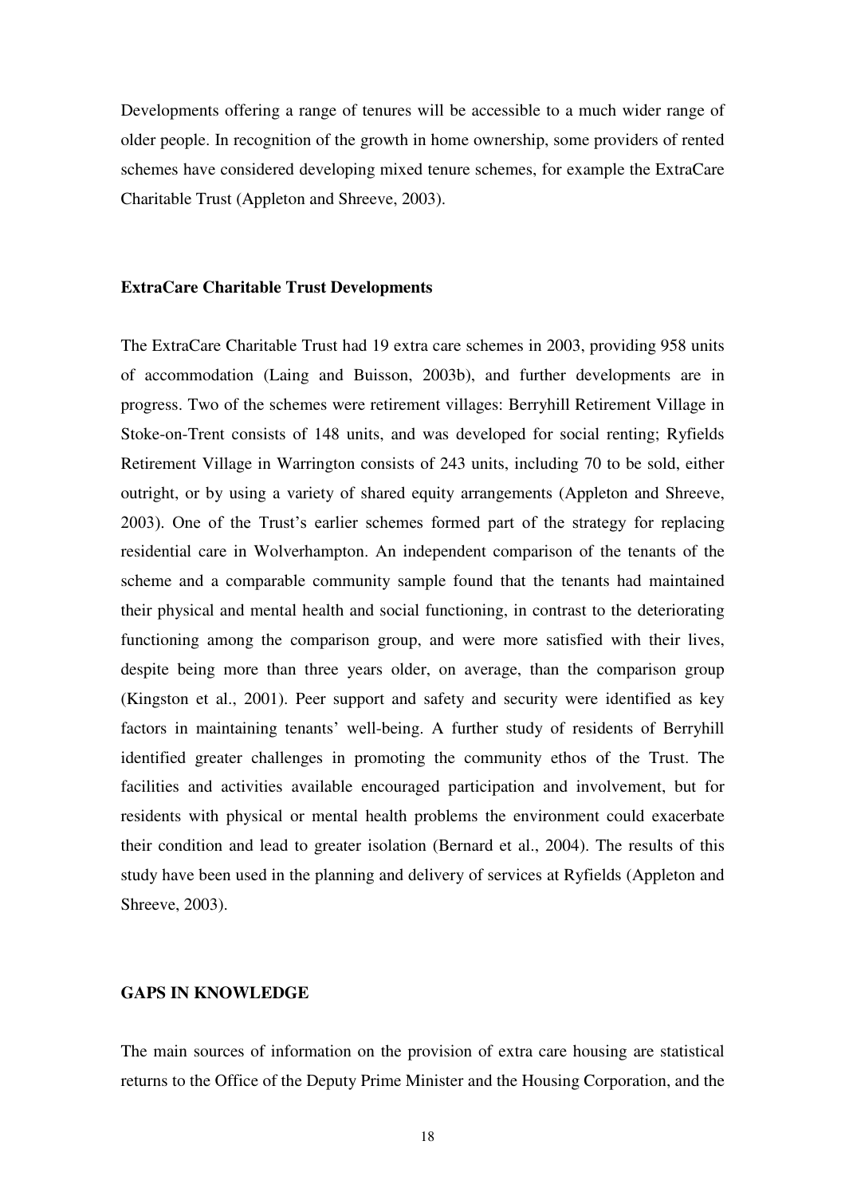Developments offering a range of tenures will be accessible to a much wider range of older people. In recognition of the growth in home ownership, some providers of rented schemes have considered developing mixed tenure schemes, for example the ExtraCare Charitable Trust (Appleton and Shreeve, 2003).

### ExtraCare Charitable Trust Developments

The ExtraCare Charitable Trust had 19 extra care schemes in 2003, providing 958 units of accommodation (Laing and Buisson, 2003b), and further developments are in progress. Two of the schemes were retirement villages: Berryhill Retirement Village in Stoke-on-Trent consists of 148 units, and was developed for social renting; Ryfields Retirement Village in Warrington consists of 243 units, including 70 to be sold, either outright, or by using a variety of shared equity arrangements (Appleton and Shreeve, 2003). One of the Trust's earlier schemes formed part of the strategy for replacing residential care in Wolverhampton. An independent comparison of the tenants of the scheme and a comparable community sample found that the tenants had maintained their physical and mental health and social functioning, in contrast to the deteriorating functioning among the comparison group, and were more satisfied with their lives, despite being more than three years older, on average, than the comparison group (Kingston et al., 2001). Peer support and safety and security were identified as key factors in maintaining tenants' well-being. A further study of residents of Berryhill identified greater challenges in promoting the community ethos of the Trust. The facilities and activities available encouraged participation and involvement, but for residents with physical or mental health problems the environment could exacerbate their condition and lead to greater isolation (Bernard et al., 2004). The results of this study have been used in the planning and delivery of services at Ryfields (Appleton and Shreeve, 2003).

## GAPS IN KNOWLEDGE

The main sources of information on the provision of extra care housing are statistical returns to the Office of the Deputy Prime Minister and the Housing Corporation, and the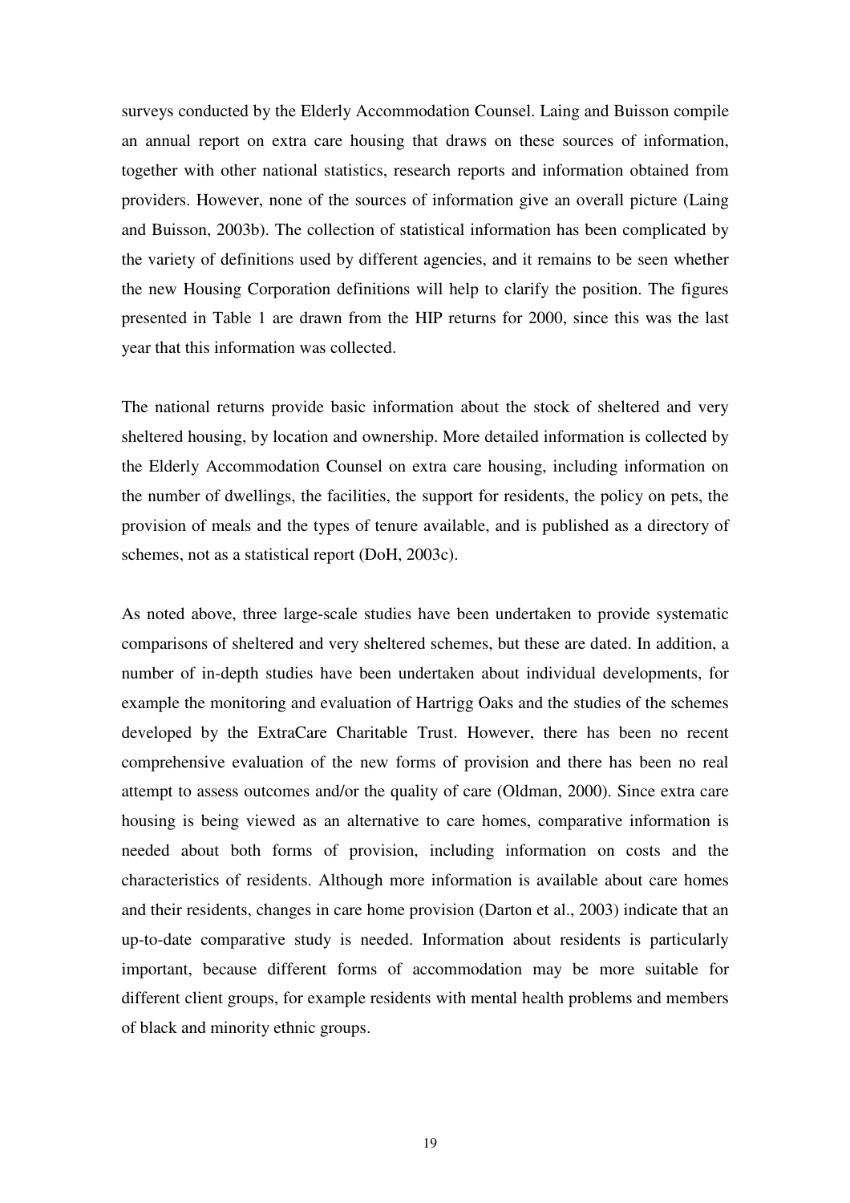surveys conducted by the Elderly Accommodation Counsel. Laing and Buisson compile an annual report on extra care housing that draws on these sources of information, together with other national statistics, research reports and information obtained from providers. However, none of the sources of information give an overall picture (Laing and Buisson, 2003b). The collection of statistical information has been complicated by the variety of definitions used by different agencies, and it remains to be seen whether the new Housing Corporation definitions will help to clarify the position. The figures presented in Table 1 are drawn from the HIP returns for 2000, since this was the last year that this information was collected.

The national returns provide basic information about the stock of sheltered and very sheltered housing, by location and ownership. More detailed information is collected by the Elderly Accommodation Counsel on extra care housing, including information on the number of dwellings, the facilities, the support for residents, the policy on pets, the provision of meals and the types of tenure available, and is published as a directory of schemes, not as a statistical report (DoH, 2003c).

As noted above, three large-scale studies have been undertaken to provide systematic comparisons of sheltered and very sheltered schemes, but these are dated. In addition, a number of in-depth studies have been undertaken about individual developments, for example the monitoring and evaluation of Hartrigg Oaks and the studies of the schemes developed by the ExtraCare Charitable Trust. However, there has been no recent comprehensive evaluation of the new forms of provision and there has been no real attempt to assess outcomes and/or the quality of care (Oldman, 2000). Since extra care housing is being viewed as an alternative to care homes, comparative information is needed about both forms of provision, including information on costs and the characteristics of residents. Although more information is available about care homes and their residents, changes in care home provision (Darton et al., 2003) indicate that an up-to-date comparative study is needed. Information about residents is particularly important, because different forms of accommodation may be more suitable for different client groups, for example residents with mental health problems and members of black and minority ethnic groups.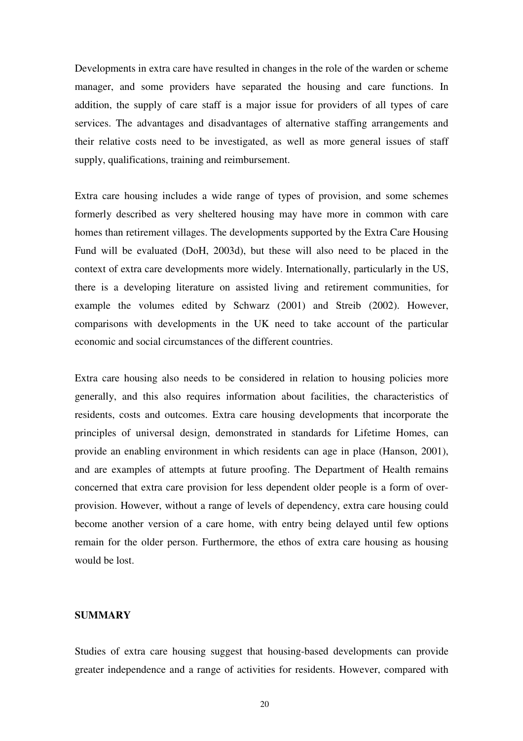Developments in extra care have resulted in changes in the role of the warden or scheme manager, and some providers have separated the housing and care functions. In addition, the supply of care staff is a major issue for providers of all types of care services. The advantages and disadvantages of alternative staffing arrangements and their relative costs need to be investigated, as well as more general issues of staff supply, qualifications, training and reimbursement.

Extra care housing includes a wide range of types of provision, and some schemes formerly described as very sheltered housing may have more in common with care homes than retirement villages. The developments supported by the Extra Care Housing Fund will be evaluated (DoH, 2003d), but these will also need to be placed in the context of extra care developments more widely. Internationally, particularly in the US, there is a developing literature on assisted living and retirement communities, for example the volumes edited by Schwarz (2001) and Streib (2002). However, comparisons with developments in the UK need to take account of the particular economic and social circumstances of the different countries.

Extra care housing also needs to be considered in relation to housing policies more generally, and this also requires information about facilities, the characteristics of residents, costs and outcomes. Extra care housing developments that incorporate the principles of universal design, demonstrated in standards for Lifetime Homes, can provide an enabling environment in which residents can age in place (Hanson, 2001), and are examples of attempts at future proofing. The Department of Health remains concerned that extra care provision for less dependent older people is a form of over-provision. However, without a range of levels of dependency, extra care housing could become another version of a care home, with entry being delayed until few options remain for the older person. Furthermore, the ethos of extra care housing as housing would be lost.

## SUMMARY

Studies of extra care housing suggest that housing-based developments can provide greater independence and a range of activities for residents. However, compared with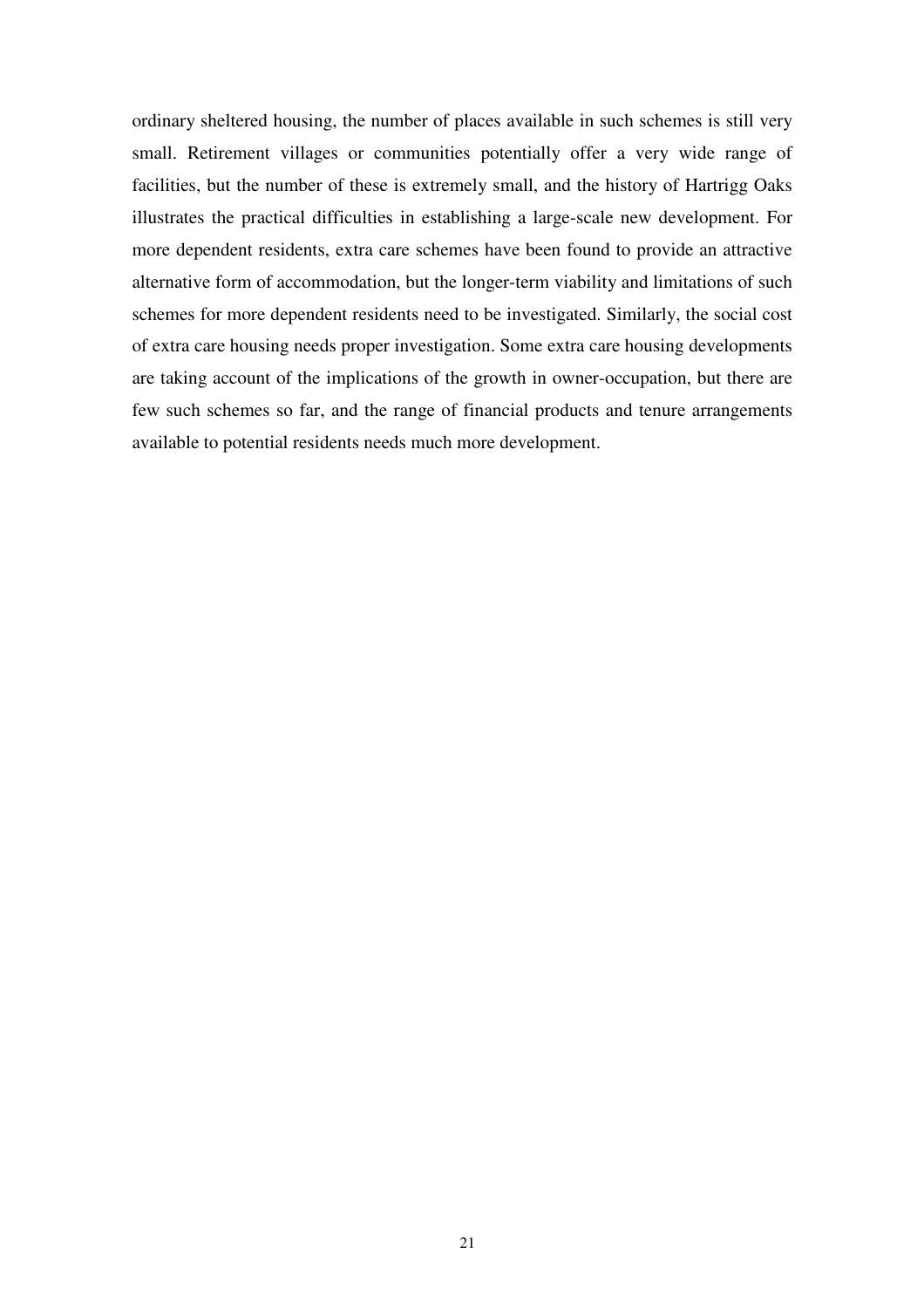ordinary sheltered housing, the number of places available in such schemes is still very small. Retirement villages or communities potentially offer a very wide range of facilities, but the number of these is extremely small, and the history of Hartrigg Oaks illustrates the practical difficulties in establishing a large-scale new development. For more dependent residents, extra care schemes have been found to provide an attractive alternative form of accommodation, but the longer-term viability and limitations of such schemes for more dependent residents need to be investigated. Similarly, the social cost of extra care housing needs proper investigation. Some extra care housing developments are taking account of the implications of the growth in owner-occupation, but there are few such schemes so far, and the range of financial products and tenure arrangements available to potential residents needs much more development.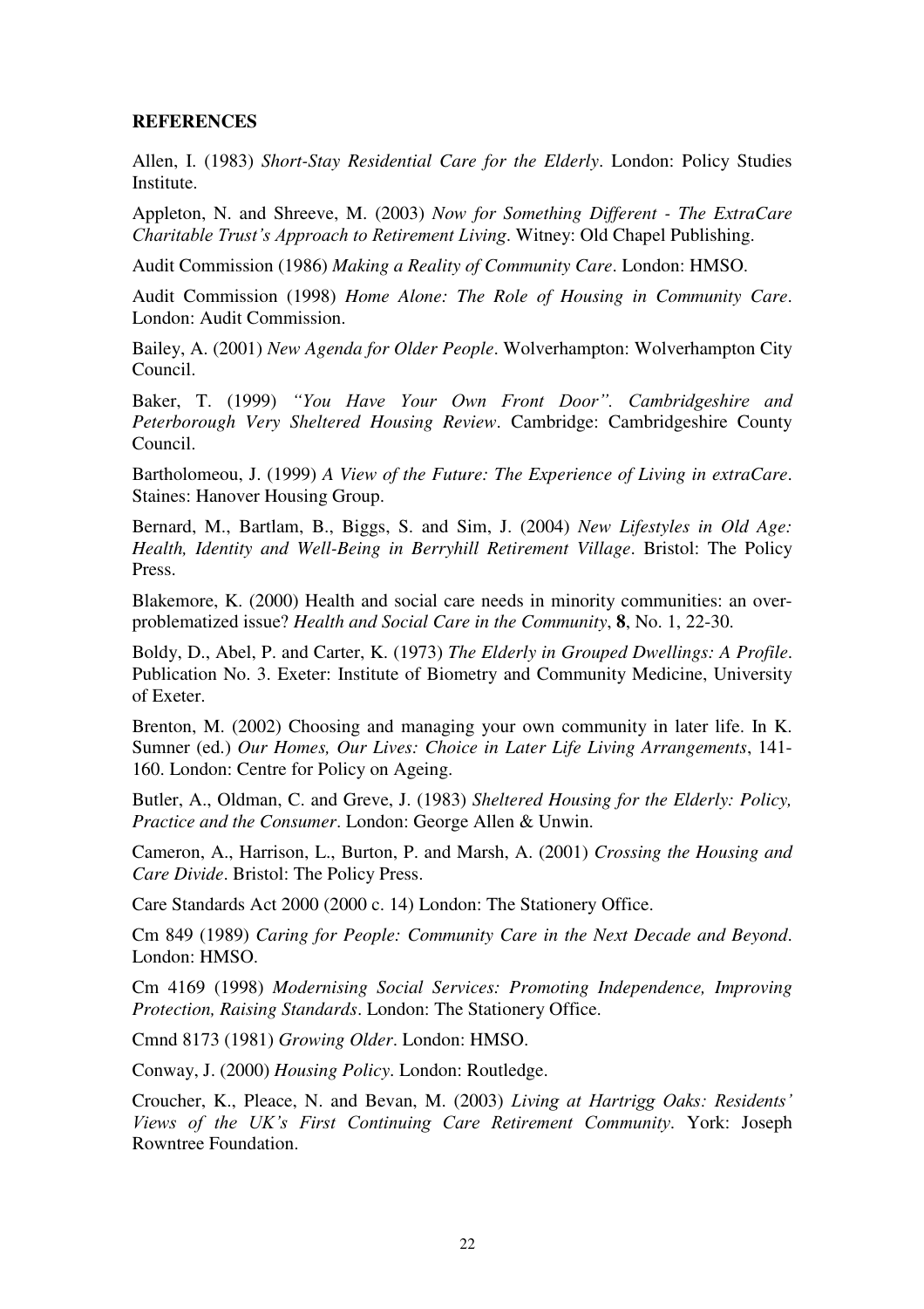**REFERENCES**

Allen, I. (1983) *Short-Stay Residential Care for the Elderly*. London: Policy Studies Institute.

Appleton, N. and Shreeve, M. (2003) *Now for Something Different - The ExtraCare Charitable Trust's Approach to Retirement Living*. Witney: Old Chapel Publishing.

Audit Commission (1986) *Making a Reality of Community Care*. London: HMSO.

Audit Commission (1998) *Home Alone: The Role of Housing in Community Care*. London: Audit Commission.

Bailey, A. (2001) *New Agenda for Older People*. Wolverhampton: Wolverhampton City Council.

Baker, T. (1999) *"You Have Your Own Front Door". Cambridgeshire and Peterborough Very Sheltered Housing Review*. Cambridge: Cambridgeshire County Council.

Bartholomeou, J. (1999) *A View of the Future: The Experience of Living in extraCare*. Staines: Hanover Housing Group.

Bernard, M., Bartlam, B., Biggs, S. and Sim, J. (2004) *New Lifestyles in Old Age: Health, Identity and Well-Being in Berryhill Retirement Village*. Bristol: The Policy Press.

Blakemore, K. (2000) Health and social care needs in minority communities: an over-problematized issue? *Health and Social Care in the Community*, **8**, No. 1, 22-30.

Boldy, D., Abel, P. and Carter, K. (1973) *The Elderly in Grouped Dwellings: A Profile*. Publication No. 3. Exeter: Institute of Biometry and Community Medicine, University of Exeter.

Brenton, M. (2002) Choosing and managing your own community in later life. In K. Sumner (ed.) *Our Homes, Our Lives: Choice in Later Life Living Arrangements*, 141-160. London: Centre for Policy on Ageing.

Butler, A., Oldman, C. and Greve, J. (1983) *Sheltered Housing for the Elderly: Policy, Practice and the Consumer*. London: George Allen & Unwin.

Cameron, A., Harrison, L., Burton, P. and Marsh, A. (2001) *Crossing the Housing and Care Divide*. Bristol: The Policy Press.

Care Standards Act 2000 (2000 c. 14) London: The Stationery Office.

Cm 849 (1989) *Caring for People: Community Care in the Next Decade and Beyond*. London: HMSO.

Cm 4169 (1998) *Modernising Social Services: Promoting Independence, Improving Protection, Raising Standards*. London: The Stationery Office.

Cmnd 8173 (1981) *Growing Older*. London: HMSO.

Conway, J. (2000) *Housing Policy*. London: Routledge.

Croucher, K., Pleace, N. and Bevan, M. (2003) *Living at Hartrigg Oaks: Residents' Views of the UK's First Continuing Care Retirement Community*. York: Joseph Rowntree Foundation.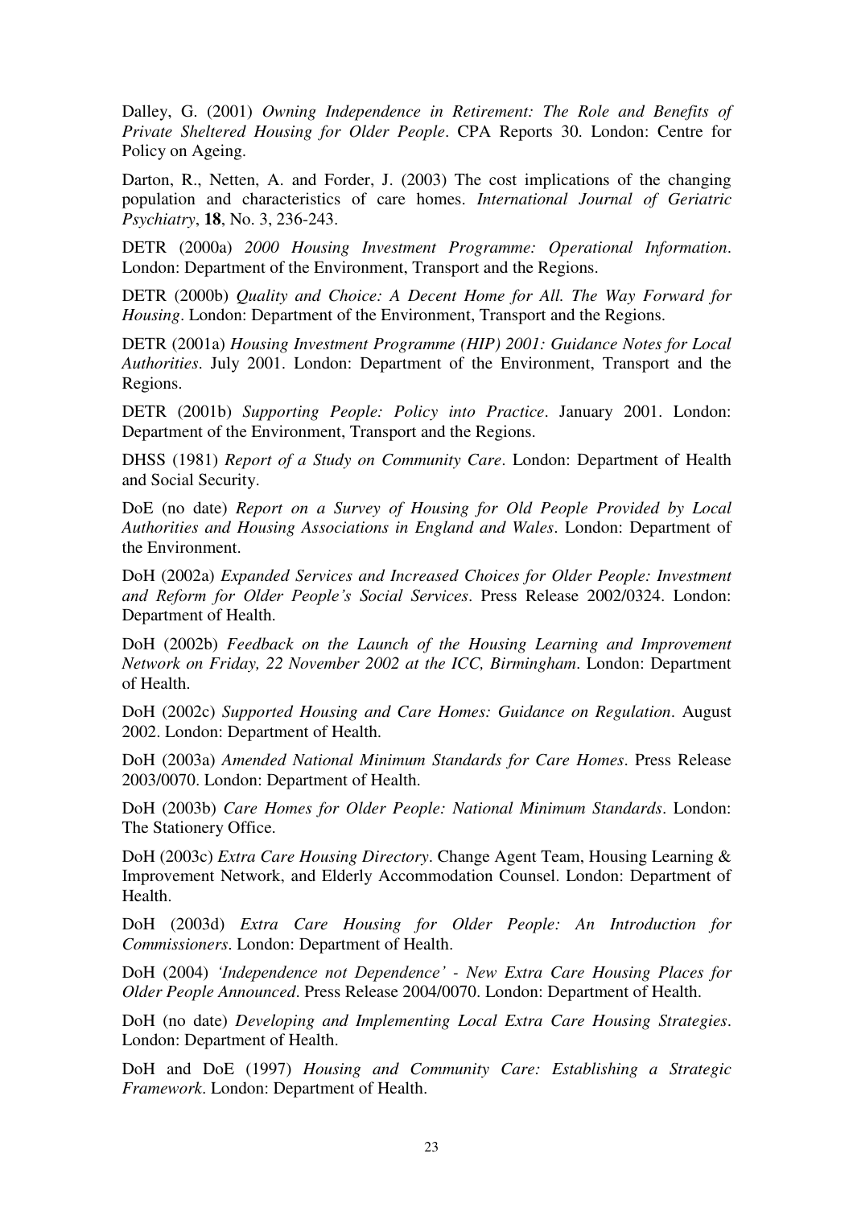Dalley, G. (2001) *Owning Independence in Retirement: The Role and Benefits of Private Sheltered Housing for Older People*. CPA Reports 30. London: Centre for Policy on Ageing.

Darton, R., Netten, A. and Forder, J. (2003) The cost implications of the changing population and characteristics of care homes. *International Journal of Geriatric Psychiatry*, **18**, No. 3, 236-243.

DETR (2000a) *2000 Housing Investment Programme: Operational Information*. London: Department of the Environment, Transport and the Regions.

DETR (2000b) *Quality and Choice: A Decent Home for All. The Way Forward for Housing*. London: Department of the Environment, Transport and the Regions.

DETR (2001a) *Housing Investment Programme (HIP) 2001: Guidance Notes for Local Authorities*. July 2001. London: Department of the Environment, Transport and the Regions.

DETR (2001b) *Supporting People: Policy into Practice*. January 2001. London: Department of the Environment, Transport and the Regions.

DHSS (1981) *Report of a Study on Community Care*. London: Department of Health and Social Security.

DoE (no date) *Report on a Survey of Housing for Old People Provided by Local Authorities and Housing Associations in England and Wales*. London: Department of the Environment.

DoH (2002a) *Expanded Services and Increased Choices for Older People: Investment and Reform for Older People's Social Services*. Press Release 2002/0324. London: Department of Health.

DoH (2002b) *Feedback on the Launch of the Housing Learning and Improvement Network on Friday, 22 November 2002 at the ICC, Birmingham*. London: Department of Health.

DoH (2002c) *Supported Housing and Care Homes: Guidance on Regulation*. August 2002. London: Department of Health.

DoH (2003a) *Amended National Minimum Standards for Care Homes*. Press Release 2003/0070. London: Department of Health.

DoH (2003b) *Care Homes for Older People: National Minimum Standards*. London: The Stationery Office.

DoH (2003c) *Extra Care Housing Directory*. Change Agent Team, Housing Learning & Improvement Network, and Elderly Accommodation Counsel. London: Department of Health.

DoH (2003d) *Extra Care Housing for Older People: An Introduction for Commissioners*. London: Department of Health.

DoH (2004) *'Independence not Dependence' - New Extra Care Housing Places for Older People Announced*. Press Release 2004/0070. London: Department of Health.

DoH (no date) *Developing and Implementing Local Extra Care Housing Strategies*. London: Department of Health.

DoH and DoE (1997) *Housing and Community Care: Establishing a Strategic Framework*. London: Department of Health.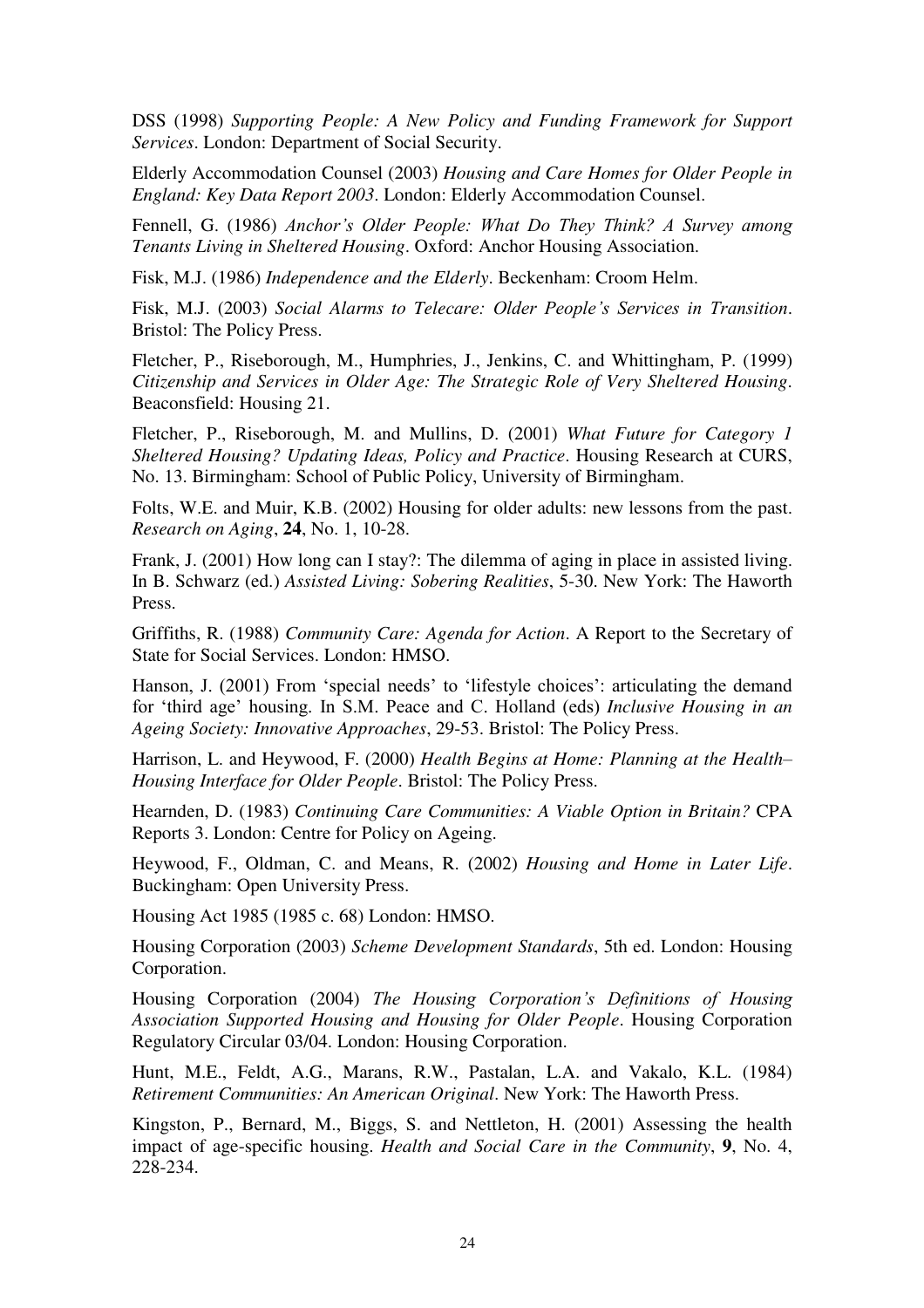DSS (1998) *Supporting People: A New Policy and Funding Framework for Support Services*. London: Department of Social Security.

Elderly Accommodation Counsel (2003) *Housing and Care Homes for Older People in England: Key Data Report 2003*. London: Elderly Accommodation Counsel.

Fennell, G. (1986) *Anchor's Older People: What Do They Think? A Survey among Tenants Living in Sheltered Housing*. Oxford: Anchor Housing Association.

Fisk, M.J. (1986) *Independence and the Elderly*. Beckenham: Croom Helm.

Fisk, M.J. (2003) *Social Alarms to Telecare: Older People's Services in Transition*. Bristol: The Policy Press.

Fletcher, P., Riseborough, M., Humphries, J., Jenkins, C. and Whittingham, P. (1999) *Citizenship and Services in Older Age: The Strategic Role of Very Sheltered Housing*. Beaconsfield: Housing 21.

Fletcher, P., Riseborough, M. and Mullins, D. (2001) *What Future for Category 1 Sheltered Housing? Updating Ideas, Policy and Practice*. Housing Research at CURS, No. 13. Birmingham: School of Public Policy, University of Birmingham.

Folts, W.E. and Muir, K.B. (2002) Housing for older adults: new lessons from the past. *Research on Aging*, **24**, No. 1, 10-28.

Frank, J. (2001) How long can I stay?: The dilemma of aging in place in assisted living. In B. Schwarz (ed.) *Assisted Living: Sobering Realities*, 5-30. New York: The Haworth Press.

Griffiths, R. (1988) *Community Care: Agenda for Action*. A Report to the Secretary of State for Social Services. London: HMSO.

Hanson, J. (2001) From 'special needs' to 'lifestyle choices': articulating the demand for 'third age' housing. In S.M. Peace and C. Holland (eds) *Inclusive Housing in an Ageing Society: Innovative Approaches*, 29-53. Bristol: The Policy Press.

Harrison, L. and Heywood, F. (2000) *Health Begins at Home: Planning at the Health–Housing Interface for Older People*. Bristol: The Policy Press.

Hearnden, D. (1983) *Continuing Care Communities: A Viable Option in Britain?* CPA Reports 3. London: Centre for Policy on Ageing.

Heywood, F., Oldman, C. and Means, R. (2002) *Housing and Home in Later Life*. Buckingham: Open University Press.

Housing Act 1985 (1985 c. 68) London: HMSO.

Housing Corporation (2003) *Scheme Development Standards*, 5th ed. London: Housing Corporation.

Housing Corporation (2004) *The Housing Corporation's Definitions of Housing Association Supported Housing and Housing for Older People*. Housing Corporation Regulatory Circular 03/04. London: Housing Corporation.

Hunt, M.E., Feldt, A.G., Marans, R.W., Pastalan, L.A. and Vakalo, K.L. (1984) *Retirement Communities: An American Original*. New York: The Haworth Press.

Kingston, P., Bernard, M., Biggs, S. and Nettleton, H. (2001) Assessing the health impact of age-specific housing. *Health and Social Care in the Community*, **9**, No. 4, 228-234.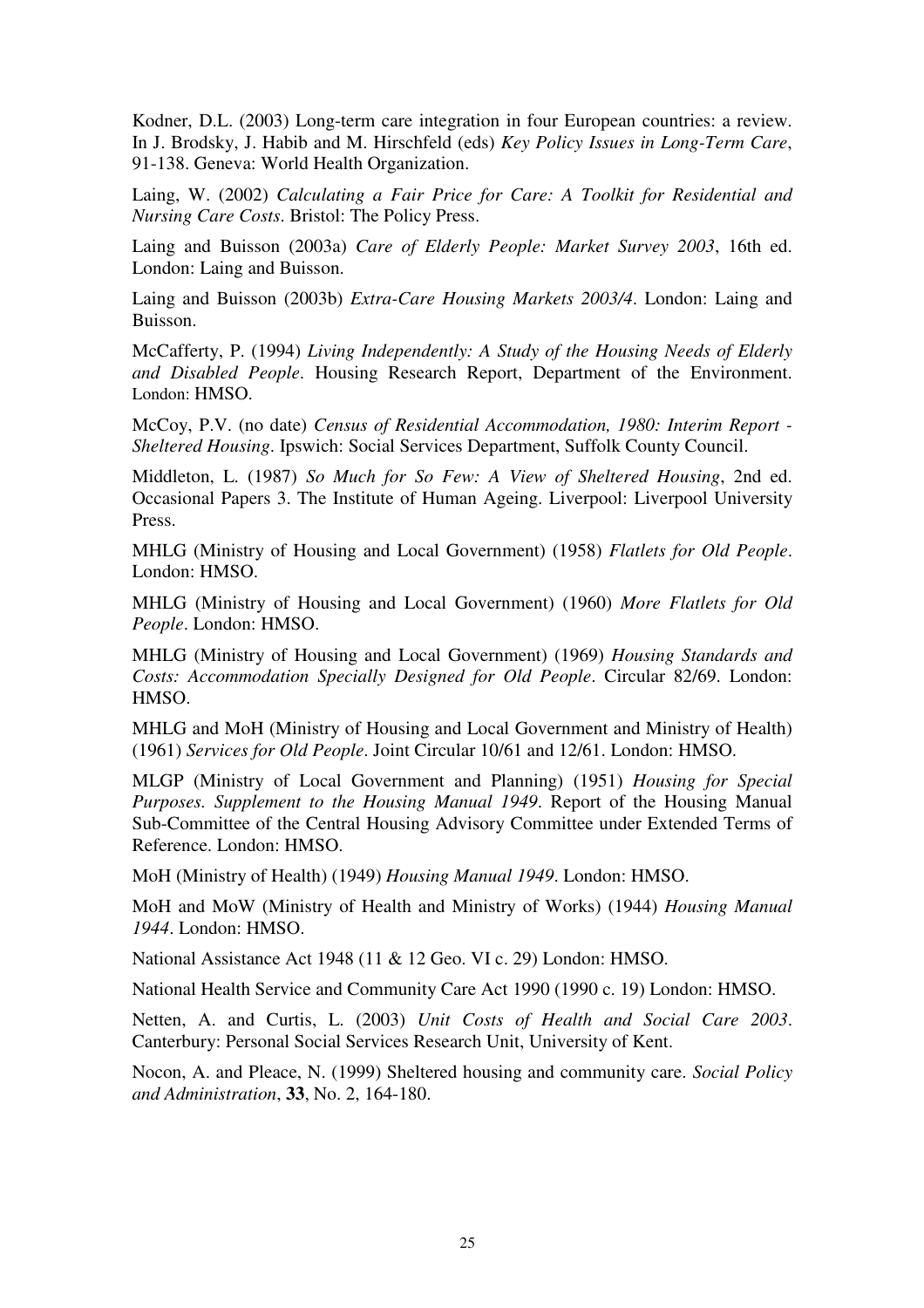Kodner, D.L. (2003) Long-term care integration in four European countries: a review. In J. Brodsky, J. Habib and M. Hirschfeld (eds) *Key Policy Issues in Long-Term Care*, 91-138. Geneva: World Health Organization.

Laing, W. (2002) *Calculating a Fair Price for Care: A Toolkit for Residential and Nursing Care Costs*. Bristol: The Policy Press.

Laing and Buisson (2003a) *Care of Elderly People: Market Survey 2003*, 16th ed. London: Laing and Buisson.

Laing and Buisson (2003b) *Extra-Care Housing Markets 2003/4*. London: Laing and Buisson.

McCafferty, P. (1994) *Living Independently: A Study of the Housing Needs of Elderly and Disabled People*. Housing Research Report, Department of the Environment. London: HMSO.

McCoy, P.V. (no date) *Census of Residential Accommodation, 1980: Interim Report - Sheltered Housing*. Ipswich: Social Services Department, Suffolk County Council.

Middleton, L. (1987) *So Much for So Few: A View of Sheltered Housing*, 2nd ed. Occasional Papers 3. The Institute of Human Ageing. Liverpool: Liverpool University Press.

MHLG (Ministry of Housing and Local Government) (1958) *Flatlets for Old People*. London: HMSO.

MHLG (Ministry of Housing and Local Government) (1960) *More Flatlets for Old People*. London: HMSO.

MHLG (Ministry of Housing and Local Government) (1969) *Housing Standards and Costs: Accommodation Specially Designed for Old People*. Circular 82/69. London: HMSO.

MHLG and MoH (Ministry of Housing and Local Government and Ministry of Health) (1961) *Services for Old People*. Joint Circular 10/61 and 12/61. London: HMSO.

MLGP (Ministry of Local Government and Planning) (1951) *Housing for Special Purposes. Supplement to the Housing Manual 1949*. Report of the Housing Manual Sub-Committee of the Central Housing Advisory Committee under Extended Terms of Reference. London: HMSO.

MoH (Ministry of Health) (1949) *Housing Manual 1949*. London: HMSO.

MoH and MoW (Ministry of Health and Ministry of Works) (1944) *Housing Manual 1944*. London: HMSO.

National Assistance Act 1948 (11 & 12 Geo. VI c. 29) London: HMSO.

National Health Service and Community Care Act 1990 (1990 c. 19) London: HMSO.

Netten, A. and Curtis, L. (2003) *Unit Costs of Health and Social Care 2003*. Canterbury: Personal Social Services Research Unit, University of Kent.

Nocon, A. and Pleace, N. (1999) Sheltered housing and community care. *Social Policy and Administration*, **33**, No. 2, 164-180.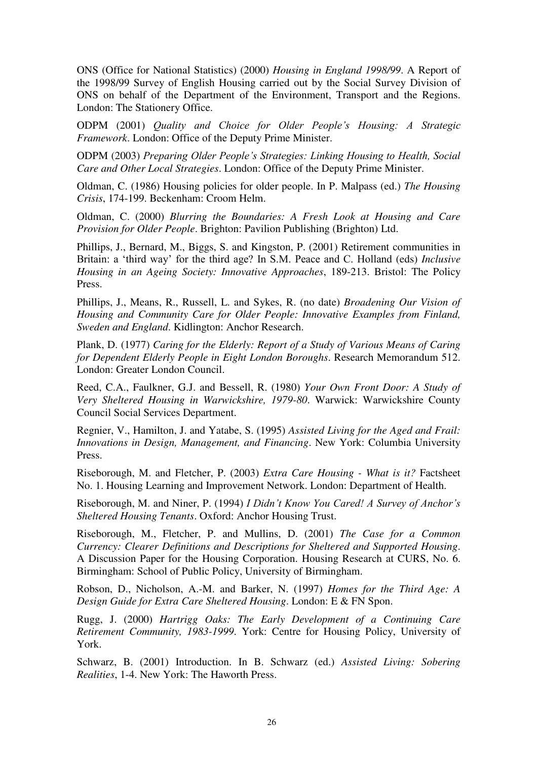ONS (Office for National Statistics) (2000) *Housing in England 1998/99*. A Report of the 1998/99 Survey of English Housing carried out by the Social Survey Division of ONS on behalf of the Department of the Environment, Transport and the Regions. London: The Stationery Office.

ODPM (2001) *Quality and Choice for Older People's Housing: A Strategic Framework*. London: Office of the Deputy Prime Minister.

ODPM (2003) *Preparing Older People's Strategies: Linking Housing to Health, Social Care and Other Local Strategies*. London: Office of the Deputy Prime Minister.

Oldman, C. (1986) Housing policies for older people. In P. Malpass (ed.) *The Housing Crisis*, 174-199. Beckenham: Croom Helm.

Oldman, C. (2000) *Blurring the Boundaries: A Fresh Look at Housing and Care Provision for Older People*. Brighton: Pavilion Publishing (Brighton) Ltd.

Phillips, J., Bernard, M., Biggs, S. and Kingston, P. (2001) Retirement communities in Britain: a 'third way' for the third age? In S.M. Peace and C. Holland (eds) *Inclusive Housing in an Ageing Society: Innovative Approaches*, 189-213. Bristol: The Policy Press.

Phillips, J., Means, R., Russell, L. and Sykes, R. (no date) *Broadening Our Vision of Housing and Community Care for Older People: Innovative Examples from Finland, Sweden and England*. Kidlington: Anchor Research.

Plank, D. (1977) *Caring for the Elderly: Report of a Study of Various Means of Caring for Dependent Elderly People in Eight London Boroughs*. Research Memorandum 512. London: Greater London Council.

Reed, C.A., Faulkner, G.J. and Bessell, R. (1980) *Your Own Front Door: A Study of Very Sheltered Housing in Warwickshire, 1979-80*. Warwick: Warwickshire County Council Social Services Department.

Regnier, V., Hamilton, J. and Yatabe, S. (1995) *Assisted Living for the Aged and Frail: Innovations in Design, Management, and Financing*. New York: Columbia University Press.

Riseborough, M. and Fletcher, P. (2003) *Extra Care Housing - What is it?* Factsheet No. 1. Housing Learning and Improvement Network. London: Department of Health.

Riseborough, M. and Niner, P. (1994) *I Didn't Know You Cared! A Survey of Anchor's Sheltered Housing Tenants*. Oxford: Anchor Housing Trust.

Riseborough, M., Fletcher, P. and Mullins, D. (2001) *The Case for a Common Currency: Clearer Definitions and Descriptions for Sheltered and Supported Housing*. A Discussion Paper for the Housing Corporation. Housing Research at CURS, No. 6. Birmingham: School of Public Policy, University of Birmingham.

Robson, D., Nicholson, A.-M. and Barker, N. (1997) *Homes for the Third Age: A Design Guide for Extra Care Sheltered Housing*. London: E & FN Spon.

Rugg, J. (2000) *Hartrigg Oaks: The Early Development of a Continuing Care Retirement Community, 1983-1999*. York: Centre for Housing Policy, University of York.

Schwarz, B. (2001) Introduction. In B. Schwarz (ed.) *Assisted Living: Sobering Realities*, 1-4. New York: The Haworth Press.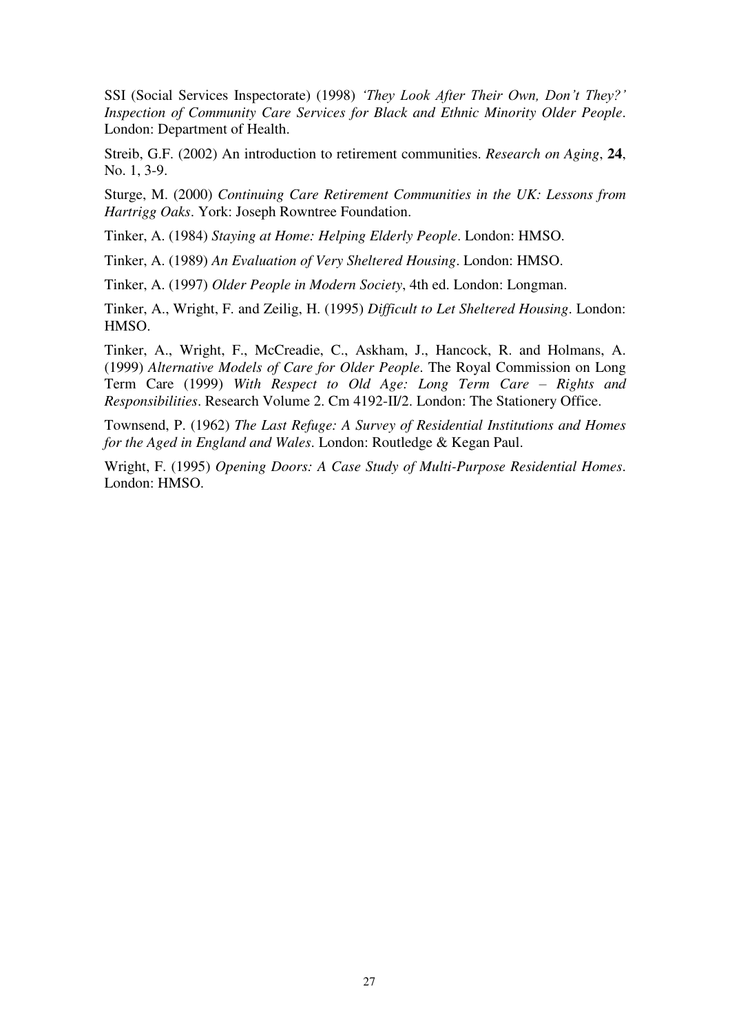SSI (Social Services Inspectorate) (1998) *'They Look After Their Own, Don't They?' Inspection of Community Care Services for Black and Ethnic Minority Older People*. London: Department of Health.

Streib, G.F. (2002) An introduction to retirement communities. *Research on Aging*, **24**, No. 1, 3-9.

Sturge, M. (2000) *Continuing Care Retirement Communities in the UK: Lessons from Hartrigg Oaks*. York: Joseph Rowntree Foundation.

Tinker, A. (1984) *Staying at Home: Helping Elderly People*. London: HMSO.

Tinker, A. (1989) *An Evaluation of Very Sheltered Housing*. London: HMSO.

Tinker, A. (1997) *Older People in Modern Society*, 4th ed. London: Longman.

Tinker, A., Wright, F. and Zeilig, H. (1995) *Difficult to Let Sheltered Housing*. London: HMSO.

Tinker, A., Wright, F., McCreadie, C., Askham, J., Hancock, R. and Holmans, A. (1999) *Alternative Models of Care for Older People*. The Royal Commission on Long Term Care (1999) *With Respect to Old Age: Long Term Care – Rights and Responsibilities*. Research Volume 2. Cm 4192-II/2. London: The Stationery Office.

Townsend, P. (1962) *The Last Refuge: A Survey of Residential Institutions and Homes for the Aged in England and Wales*. London: Routledge & Kegan Paul.

Wright, F. (1995) *Opening Doors: A Case Study of Multi-Purpose Residential Homes*. London: HMSO.